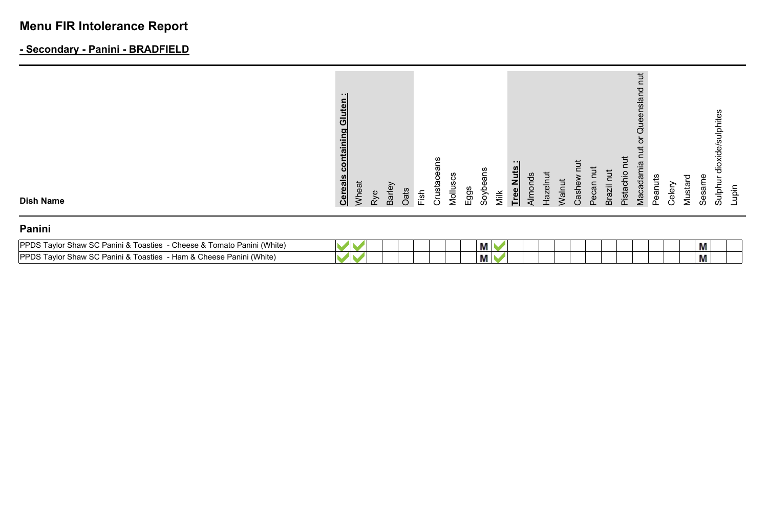# Menu FIR Intolerance Report

## - Secondary - Panini - BRADFIELD

| Dish Name | Cereals containing Gluten : | Wheat | Rye | Barley | Oats | Fish | Crustaceans | Molluscs | Eggs | Soybeans | Milk | Tree Nuts : | Almonds | Hazelnut | Walnut | Cashew nut | Pecan nut | Brazil nut | Pistachio nut | Macadamia nut or Queensland nut | Peanuts | Celery | Mustard | Sesame | Sulphur dioxide/sulphites | Lupin |
|---|---|---|---|---|---|---|---|---|---|---|---|---|---|---|---|---|---|---|---|---|---|---|---|---|---|---|
| **Panini** | | | | | | | | | | | | | | | | | | | | | | | | | | |
| PPDS Taylor Shaw SC Panini & Toasties - Cheese & Tomato Panini (White) | ✔ | ✔ | | | | | | | | M | ✔ | | | | | | | | | | | | | M | | |
| PPDS Taylor Shaw SC Panini & Toasties - Ham & Cheese Panini (White) | ✔ | ✔ | | | | | | | | M | ✔ | | | | | | | | | | | | | M | | |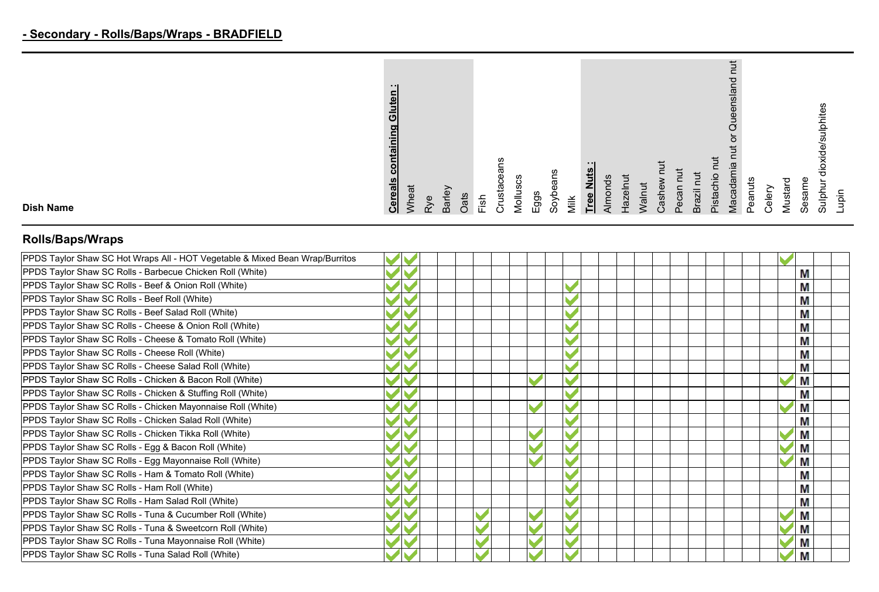## - Secondary - Rolls/Baps/Wraps - BRADFIELD

### Rolls/Baps/Wraps

| Dish Name | Cereals containing Gluten : | Wheat | Rye | Barley | Oats | Fish | Crustaceans | Molluscs | Eggs | Soybeans | Milk | Tree Nuts : | Almonds | Hazelnut | Walnut | Cashew nut | Pecan nut | Brazil nut | Pistachio nut | Macadamia nut or Queensland nut | Peanuts | Celery | Mustard | Sesame | Sulphur dioxide/sulphites | Lupin |
|---|---|---|---|---|---|---|---|---|---|---|---|---|---|---|---|---|---|---|---|---|---|---|---|---|---|---|
| PPDS Taylor Shaw SC Hot Wraps All - HOT Vegetable & Mixed Bean Wrap/Burritos | ✓ | ✓ | | | | | | | | | | | | | | | | | | | | | ✓ | | | |
| PPDS Taylor Shaw SC Rolls - Barbecue Chicken Roll (White) | ✓ | ✓ | | | | | | | | | | | | | | | | | | | | | | M | | |
| PPDS Taylor Shaw SC Rolls - Beef & Onion Roll (White) | ✓ | ✓ | | | | | | | | | ✓ | | | | | | | | | | | | | M | | |
| PPDS Taylor Shaw SC Rolls - Beef Roll (White) | ✓ | ✓ | | | | | | | | | ✓ | | | | | | | | | | | | | M | | |
| PPDS Taylor Shaw SC Rolls - Beef Salad Roll (White) | ✓ | ✓ | | | | | | | | | ✓ | | | | | | | | | | | | | M | | |
| PPDS Taylor Shaw SC Rolls - Cheese & Onion Roll (White) | ✓ | ✓ | | | | | | | | | ✓ | | | | | | | | | | | | | M | | |
| PPDS Taylor Shaw SC Rolls - Cheese & Tomato Roll (White) | ✓ | ✓ | | | | | | | | | ✓ | | | | | | | | | | | | | M | | |
| PPDS Taylor Shaw SC Rolls - Cheese Roll (White) | ✓ | ✓ | | | | | | | | | ✓ | | | | | | | | | | | | | M | | |
| PPDS Taylor Shaw SC Rolls - Cheese Salad Roll (White) | ✓ | ✓ | | | | | | | | | ✓ | | | | | | | | | | | | | M | | |
| PPDS Taylor Shaw SC Rolls - Chicken & Bacon Roll (White) | ✓ | ✓ | | | | | | | ✓ | | ✓ | | | | | | | | | | | | ✓ | M | | |
| PPDS Taylor Shaw SC Rolls - Chicken & Stuffing Roll (White) | ✓ | ✓ | | | | | | | | | ✓ | | | | | | | | | | | | | M | | |
| PPDS Taylor Shaw SC Rolls - Chicken Mayonnaise Roll (White) | ✓ | ✓ | | | | | | | ✓ | | ✓ | | | | | | | | | | | | ✓ | M | | |
| PPDS Taylor Shaw SC Rolls - Chicken Salad Roll (White) | ✓ | ✓ | | | | | | | | | ✓ | | | | | | | | | | | | | M | | |
| PPDS Taylor Shaw SC Rolls - Chicken Tikka Roll (White) | ✓ | ✓ | | | | | | | ✓ | | ✓ | | | | | | | | | | | | ✓ | M | | |
| PPDS Taylor Shaw SC Rolls - Egg & Bacon Roll (White) | ✓ | ✓ | | | | | | | ✓ | | ✓ | | | | | | | | | | | | ✓ | M | | |
| PPDS Taylor Shaw SC Rolls - Egg Mayonnaise Roll (White) | ✓ | ✓ | | | | | | | ✓ | | ✓ | | | | | | | | | | | | ✓ | M | | |
| PPDS Taylor Shaw SC Rolls - Ham & Tomato Roll (White) | ✓ | ✓ | | | | | | | | | ✓ | | | | | | | | | | | | | M | | |
| PPDS Taylor Shaw SC Rolls - Ham Roll (White) | ✓ | ✓ | | | | | | | | | ✓ | | | | | | | | | | | | | M | | |
| PPDS Taylor Shaw SC Rolls - Ham Salad Roll (White) | ✓ | ✓ | | | | | | | | | ✓ | | | | | | | | | | | | | M | | |
| PPDS Taylor Shaw SC Rolls - Tuna & Cucumber Roll (White) | ✓ | ✓ | | | | ✓ | | | ✓ | | ✓ | | | | | | | | | | | | ✓ | M | | |
| PPDS Taylor Shaw SC Rolls - Tuna & Sweetcorn Roll (White) | ✓ | ✓ | | | | ✓ | | | ✓ | | ✓ | | | | | | | | | | | | ✓ | M | | |
| PPDS Taylor Shaw SC Rolls - Tuna Mayonnaise Roll (White) | ✓ | ✓ | | | | ✓ | | | ✓ | | ✓ | | | | | | | | | | | | ✓ | M | | |
| PPDS Taylor Shaw SC Rolls - Tuna Salad Roll (White) | ✓ | ✓ | | | | ✓ | | | ✓ | | ✓ | | | | | | | | | | | | ✓ | M | | |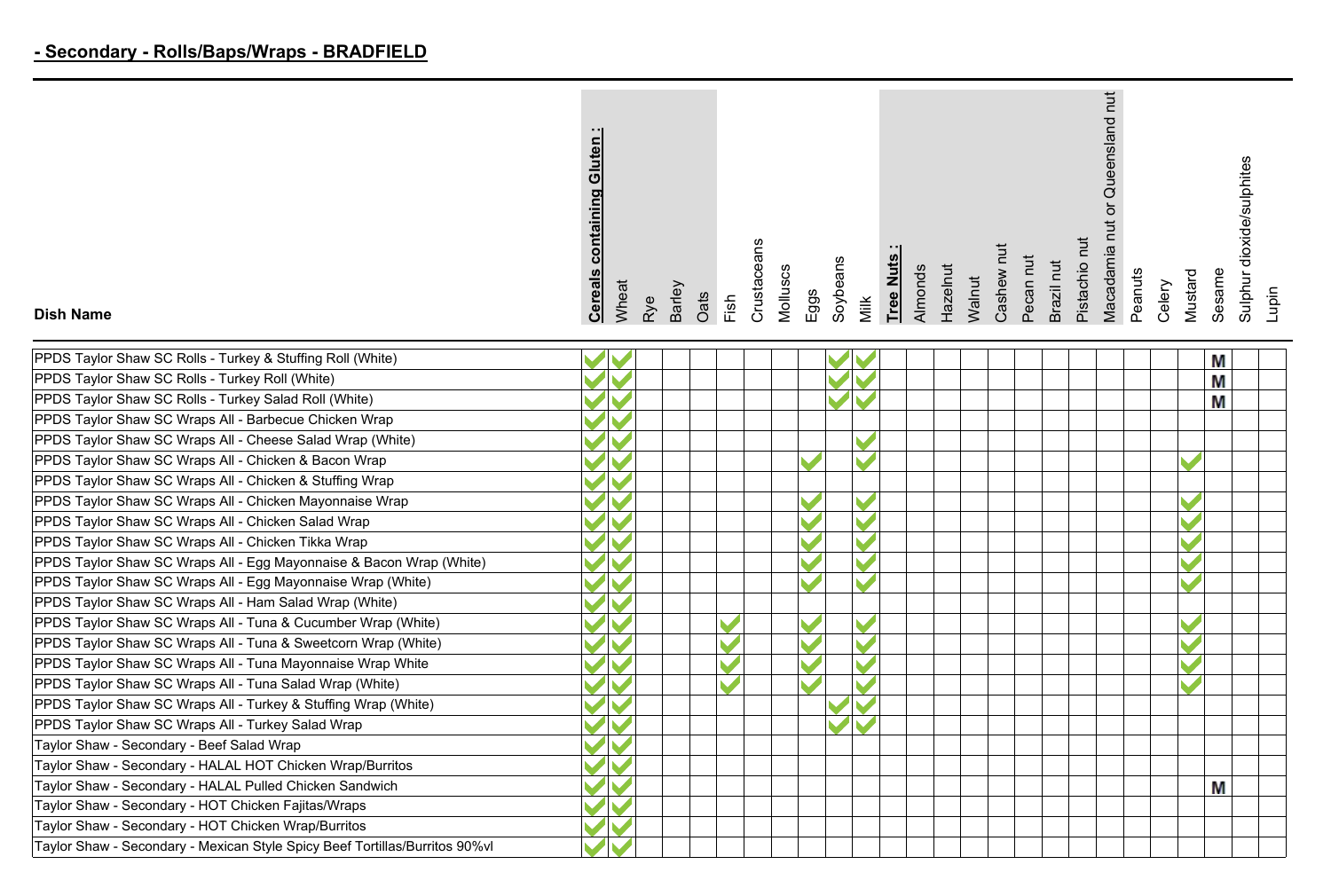## - Secondary - Rolls/Baps/Wraps - BRADFIELD

| Dish Name | Cereals containing Gluten : | Wheat | Rye | Barley | Oats | Fish | Crustaceans | Molluscs | Eggs | Soybeans | Milk | Tree Nuts : | Almonds | Hazelnut | Walnut | Cashew nut | Pecan nut | Brazil nut | Pistachio nut | Macadamia nut or Queensland nut | Peanuts | Celery | Mustard | Sesame | Sulphur dioxide/sulphites | Lupin |
|---|---|---|---|---|---|---|---|---|---|---|---|---|---|---|---|---|---|---|---|---|---|---|---|---|---|---|
| PPDS Taylor Shaw SC Rolls - Turkey & Stuffing Roll (White) | ✔ | ✔ | | | | | | | | ✔ | ✔ | | | | | | | | | | | | | M | | |
| PPDS Taylor Shaw SC Rolls - Turkey Roll (White) | ✔ | ✔ | | | | | | | | ✔ | ✔ | | | | | | | | | | | | | M | | |
| PPDS Taylor Shaw SC Rolls - Turkey Salad Roll (White) | ✔ | ✔ | | | | | | | | ✔ | ✔ | | | | | | | | | | | | | M | | |
| PPDS Taylor Shaw SC Wraps All - Barbecue Chicken Wrap | ✔ | ✔ | | | | | | | | | | | | | | | | | | | | | | | | |
| PPDS Taylor Shaw SC Wraps All - Cheese Salad Wrap (White) | ✔ | ✔ | | | | | | | | | ✔ | | | | | | | | | | | | | | | |
| PPDS Taylor Shaw SC Wraps All - Chicken & Bacon Wrap | ✔ | ✔ | | | | | | | ✔ | | ✔ | | | | | | | | | | | | ✔ | | | |
| PPDS Taylor Shaw SC Wraps All - Chicken & Stuffing Wrap | ✔ | ✔ | | | | | | | | | | | | | | | | | | | | | | | | |
| PPDS Taylor Shaw SC Wraps All - Chicken Mayonnaise Wrap | ✔ | ✔ | | | | | | | ✔ | | ✔ | | | | | | | | | | | | ✔ | | | |
| PPDS Taylor Shaw SC Wraps All - Chicken Salad Wrap | ✔ | ✔ | | | | | | | ✔ | | ✔ | | | | | | | | | | | | ✔ | | | |
| PPDS Taylor Shaw SC Wraps All - Chicken Tikka Wrap | ✔ | ✔ | | | | | | | ✔ | | ✔ | | | | | | | | | | | | ✔ | | | |
| PPDS Taylor Shaw SC Wraps All - Egg Mayonnaise & Bacon Wrap (White) | ✔ | ✔ | | | | | | | ✔ | | ✔ | | | | | | | | | | | | ✔ | | | |
| PPDS Taylor Shaw SC Wraps All - Egg Mayonnaise Wrap (White) | ✔ | ✔ | | | | | | | ✔ | | ✔ | | | | | | | | | | | | ✔ | | | |
| PPDS Taylor Shaw SC Wraps All - Ham Salad Wrap (White) | ✔ | ✔ | | | | | | | | | | | | | | | | | | | | | | | | |
| PPDS Taylor Shaw SC Wraps All - Tuna & Cucumber Wrap (White) | ✔ | ✔ | | | | ✔ | | | ✔ | | ✔ | | | | | | | | | | | | ✔ | | | |
| PPDS Taylor Shaw SC Wraps All - Tuna & Sweetcorn Wrap (White) | ✔ | ✔ | | | | ✔ | | | ✔ | | ✔ | | | | | | | | | | | | ✔ | | | |
| PPDS Taylor Shaw SC Wraps All - Tuna Mayonnaise Wrap White | ✔ | ✔ | | | | ✔ | | | ✔ | | ✔ | | | | | | | | | | | | ✔ | | | |
| PPDS Taylor Shaw SC Wraps All - Tuna Salad Wrap (White) | ✔ | ✔ | | | | ✔ | | | ✔ | | ✔ | | | | | | | | | | | | ✔ | | | |
| PPDS Taylor Shaw SC Wraps All - Turkey & Stuffing Wrap (White) | ✔ | ✔ | | | | | | | | ✔ | ✔ | | | | | | | | | | | | | | | |
| PPDS Taylor Shaw SC Wraps All - Turkey Salad Wrap | ✔ | ✔ | | | | | | | | ✔ | ✔ | | | | | | | | | | | | | | | |
| Taylor Shaw - Secondary - Beef Salad Wrap | ✔ | ✔ | | | | | | | | | | | | | | | | | | | | | | | | |
| Taylor Shaw - Secondary - HALAL HOT Chicken Wrap/Burritos | ✔ | ✔ | | | | | | | | | | | | | | | | | | | | | | | | |
| Taylor Shaw - Secondary - HALAL Pulled Chicken Sandwich | ✔ | ✔ | | | | | | | | | | | | | | | | | | | | | | M | | |
| Taylor Shaw - Secondary - HOT Chicken Fajitas/Wraps | ✔ | ✔ | | | | | | | | | | | | | | | | | | | | | | | | |
| Taylor Shaw - Secondary - HOT Chicken Wrap/Burritos | ✔ | ✔ | | | | | | | | | | | | | | | | | | | | | | | | |
| Taylor Shaw - Secondary - Mexican Style Spicy Beef Tortillas/Burritos 90%vl | ✔ | ✔ | | | | | | | | | | | | | | | | | | | | | | | | |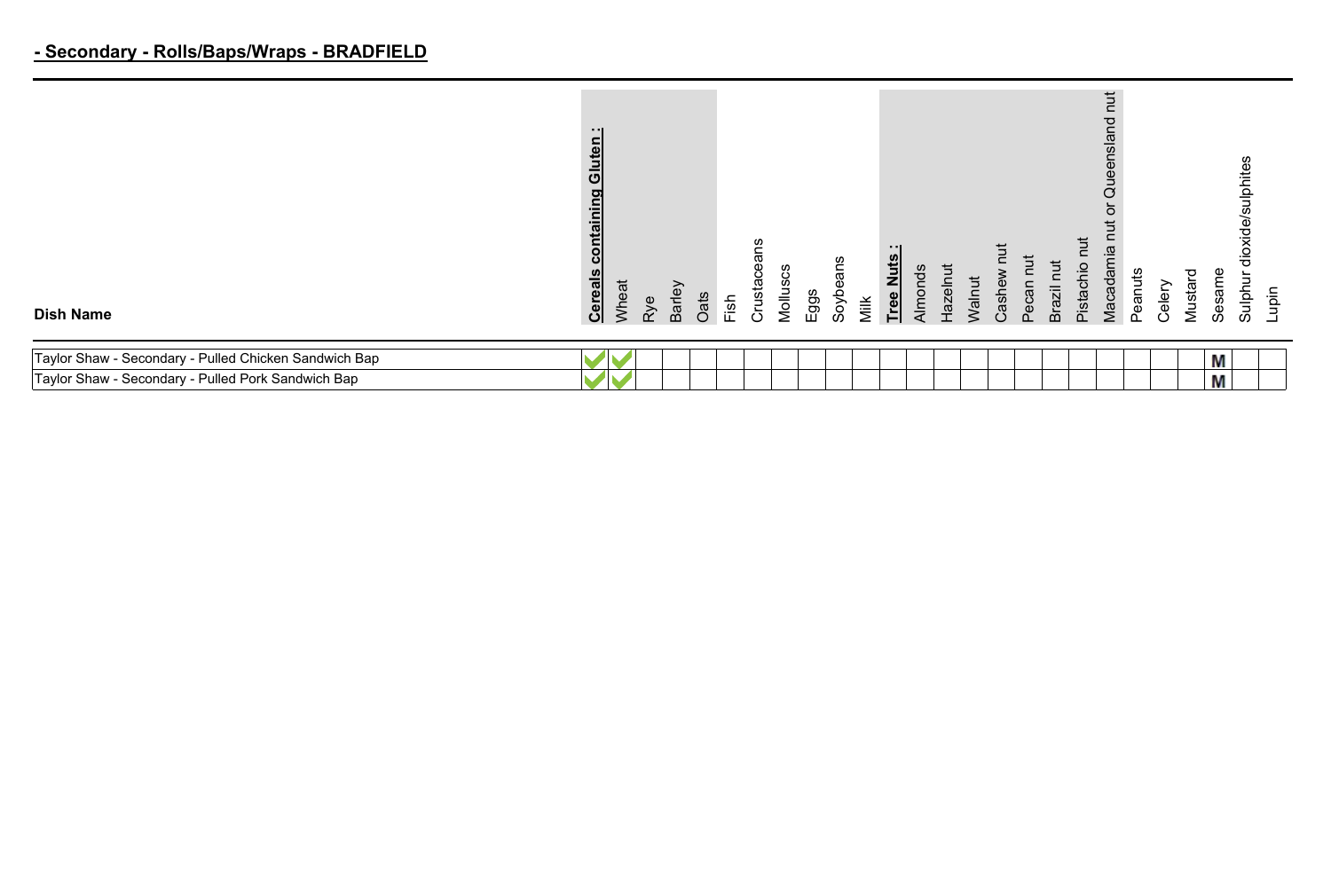## - Secondary - Rolls/Baps/Wraps - BRADFIELD

| Dish Name | Cereals containing Gluten : | Wheat | Rye | Barley | Oats | Fish | Crustaceans | Molluscs | Eggs | Soybeans | Milk | Tree Nuts : | Almonds | Hazelnut | Walnut | Cashew nut | Pecan nut | Brazil nut | Pistachio nut | Macadamia nut or Queensland nut | Peanuts | Celery | Mustard | Sesame | Sulphur dioxide/sulphites | Lupin |
|---|---|---|---|---|---|---|---|---|---|---|---|---|---|---|---|---|---|---|---|---|---|---|---|---|---|---|
| Taylor Shaw - Secondary - Pulled Chicken Sandwich Bap | ✓ | ✓ | | | | | | | | | | | | | | | | | | | | | | M | | |
| Taylor Shaw - Secondary - Pulled Pork Sandwich Bap | ✓ | ✓ | | | | | | | | | | | | | | | | | | | | | | M | | |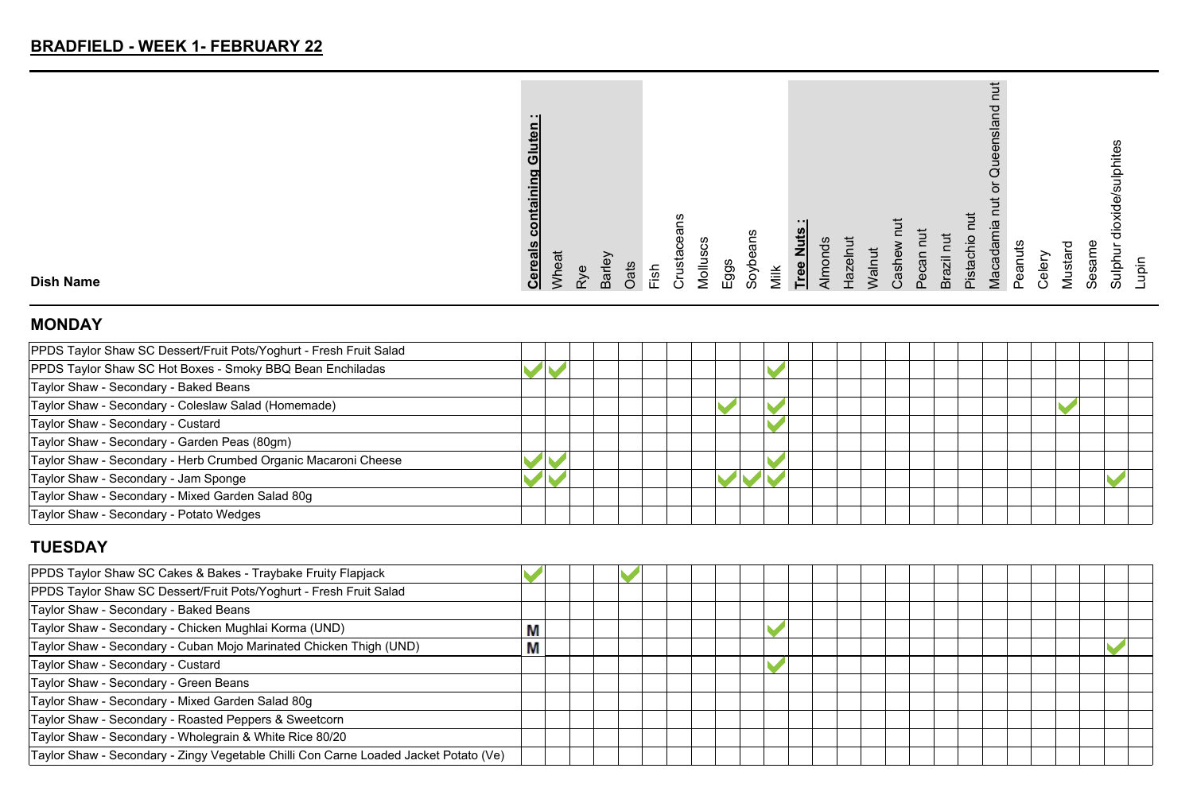## BRADFIELD - WEEK 1- FEBRUARY 22

### MONDAY

| Dish Name | Cereals containing Gluten: | Wheat | Rye | Barley | Oats | Fish | Crustaceans | Molluscs | Eggs | Soybeans | Milk | Tree Nuts: | Almonds | Hazelnut | Walnut | Cashew nut | Pecan nut | Brazil nut | Pistachio nut | Macadamia nut or Queensland nut | Peanuts | Celery | Mustard | Sesame | Sulphur dioxide/sulphites | Lupin |
|---|---|---|---|---|---|---|---|---|---|---|---|---|---|---|---|---|---|---|---|---|---|---|---|---|---|---|
| PPDS Taylor Shaw SC Dessert/Fruit Pots/Yoghurt - Fresh Fruit Salad | | | | | | | | | | | | | | | | | | | | | | | | | | |
| PPDS Taylor Shaw SC Hot Boxes - Smoky BBQ Bean Enchiladas | ✓ | ✓ | | | | | | | | | ✓ | | | | | | | | | | | | | | | |
| Taylor Shaw - Secondary - Baked Beans | | | | | | | | | | | | | | | | | | | | | | | | | | |
| Taylor Shaw - Secondary - Coleslaw Salad (Homemade) | | | | | | | | | ✓ | | ✓ | | | | | | | | | | | | ✓ | | | |
| Taylor Shaw - Secondary - Custard | | | | | | | | | | | ✓ | | | | | | | | | | | | | | | |
| Taylor Shaw - Secondary - Garden Peas (80gm) | | | | | | | | | | | | | | | | | | | | | | | | | | |
| Taylor Shaw - Secondary - Herb Crumbed Organic Macaroni Cheese | ✓ | ✓ | | | | | | | | | ✓ | | | | | | | | | | | | | | | |
| Taylor Shaw - Secondary - Jam Sponge | ✓ | ✓ | | | | | | | ✓ | ✓ | ✓ | | | | | | | | | | | | | | ✓ | |
| Taylor Shaw - Secondary - Mixed Garden Salad 80g | | | | | | | | | | | | | | | | | | | | | | | | | | |
| Taylor Shaw - Secondary - Potato Wedges | | | | | | | | | | | | | | | | | | | | | | | | | | |

### TUESDAY

| Dish Name | Cereals containing Gluten: | Wheat | Rye | Barley | Oats | Fish | Crustaceans | Molluscs | Eggs | Soybeans | Milk | Tree Nuts: | Almonds | Hazelnut | Walnut | Cashew nut | Pecan nut | Brazil nut | Pistachio nut | Macadamia nut or Queensland nut | Peanuts | Celery | Mustard | Sesame | Sulphur dioxide/sulphites | Lupin |
|---|---|---|---|---|---|---|---|---|---|---|---|---|---|---|---|---|---|---|---|---|---|---|---|---|---|---|
| PPDS Taylor Shaw SC Cakes & Bakes - Traybake Fruity Flapjack | ✓ | | | | ✓ | | | | | | | | | | | | | | | | | | | | | |
| PPDS Taylor Shaw SC Dessert/Fruit Pots/Yoghurt - Fresh Fruit Salad | | | | | | | | | | | | | | | | | | | | | | | | | | |
| Taylor Shaw - Secondary - Baked Beans | | | | | | | | | | | | | | | | | | | | | | | | | | |
| Taylor Shaw - Secondary - Chicken Mughlai Korma (UND) | M | | | | | | | | | | ✓ | | | | | | | | | | | | | | | |
| Taylor Shaw - Secondary - Cuban Mojo Marinated Chicken Thigh (UND) | M | | | | | | | | | | | | | | | | | | | | | | | | ✓ | |
| Taylor Shaw - Secondary - Custard | | | | | | | | | | | ✓ | | | | | | | | | | | | | | | |
| Taylor Shaw - Secondary - Green Beans | | | | | | | | | | | | | | | | | | | | | | | | | | |
| Taylor Shaw - Secondary - Mixed Garden Salad 80g | | | | | | | | | | | | | | | | | | | | | | | | | | |
| Taylor Shaw - Secondary - Roasted Peppers & Sweetcorn | | | | | | | | | | | | | | | | | | | | | | | | | | |
| Taylor Shaw - Secondary - Wholegrain & White Rice 80/20 | | | | | | | | | | | | | | | | | | | | | | | | | | |
| Taylor Shaw - Secondary - Zingy Vegetable Chilli Con Carne Loaded Jacket Potato (Ve) | | | | | | | | | | | | | | | | | | | | | | | | | | |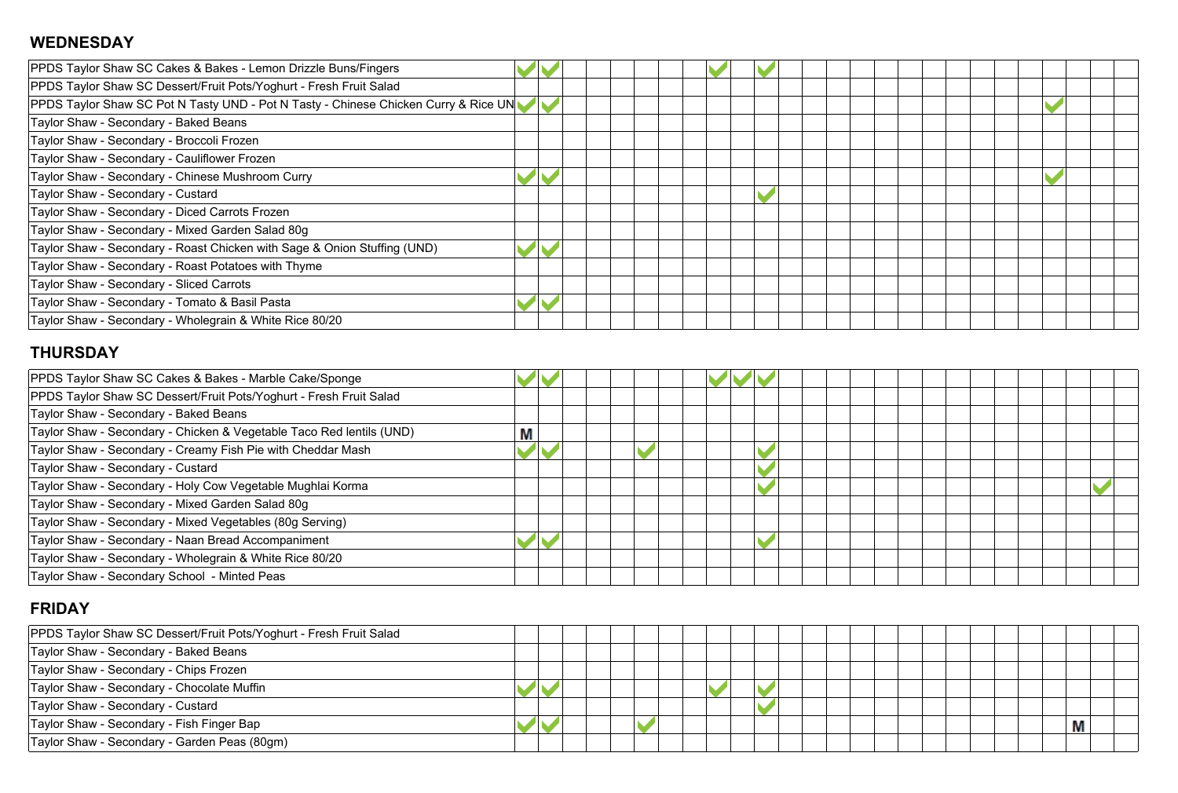## WEDNESDAY

| | | | | | | | | | | | | | | | | | | | | | | | | | | |
|---|---|---|---|---|---|---|---|---|---|---|---|---|---|---|---|---|---|---|---|---|---|---|---|---|---|---|
| PPDS Taylor Shaw SC Cakes & Bakes - Lemon Drizzle Buns/Fingers | ✔ | ✔ | | | | | | | ✔ | | ✔ | | | | | | | | | | | | | | | |
| PPDS Taylor Shaw SC Dessert/Fruit Pots/Yoghurt - Fresh Fruit Salad | | | | | | | | | | | | | | | | | | | | | | | | | | |
| PPDS Taylor Shaw SC Pot N Tasty UND - Pot N Tasty - Chinese Chicken Curry & Rice UN | ✔ | ✔ | | | | | | | | | | | | | | | | | | | | | ✔ | | | |
| Taylor Shaw - Secondary - Baked Beans | | | | | | | | | | | | | | | | | | | | | | | | | | |
| Taylor Shaw - Secondary - Broccoli Frozen | | | | | | | | | | | | | | | | | | | | | | | | | | |
| Taylor Shaw - Secondary - Cauliflower Frozen | | | | | | | | | | | | | | | | | | | | | | | | | | |
| Taylor Shaw - Secondary - Chinese Mushroom Curry | ✔ | ✔ | | | | | | | | | | | | | | | | | | | | | ✔ | | | |
| Taylor Shaw - Secondary - Custard | | | | | | | | | | | ✔ | | | | | | | | | | | | | | | |
| Taylor Shaw - Secondary - Diced Carrots Frozen | | | | | | | | | | | | | | | | | | | | | | | | | | |
| Taylor Shaw - Secondary - Mixed Garden Salad 80g | | | | | | | | | | | | | | | | | | | | | | | | | | |
| Taylor Shaw - Secondary - Roast Chicken with Sage & Onion Stuffing (UND) | ✔ | ✔ | | | | | | | | | | | | | | | | | | | | | | | | |
| Taylor Shaw - Secondary - Roast Potatoes with Thyme | | | | | | | | | | | | | | | | | | | | | | | | | | |
| Taylor Shaw - Secondary - Sliced Carrots | | | | | | | | | | | | | | | | | | | | | | | | | | |
| Taylor Shaw - Secondary - Tomato & Basil Pasta | ✔ | ✔ | | | | | | | | | | | | | | | | | | | | | | | | |
| Taylor Shaw - Secondary - Wholegrain & White Rice 80/20 | | | | | | | | | | | | | | | | | | | | | | | | | | |

## THURSDAY

| | | | | | | | | | | | | | | | | | | | | | | | | | | |
|---|---|---|---|---|---|---|---|---|---|---|---|---|---|---|---|---|---|---|---|---|---|---|---|---|---|---|
| PPDS Taylor Shaw SC Cakes & Bakes - Marble Cake/Sponge | ✔ | ✔ | | | | | | | ✔ | ✔ | ✔ | | | | | | | | | | | | | | | |
| PPDS Taylor Shaw SC Dessert/Fruit Pots/Yoghurt - Fresh Fruit Salad | | | | | | | | | | | | | | | | | | | | | | | | | | |
| Taylor Shaw - Secondary - Baked Beans | | | | | | | | | | | | | | | | | | | | | | | | | | |
| Taylor Shaw - Secondary - Chicken & Vegetable Taco Red lentils (UND) | M | | | | | | | | | | | | | | | | | | | | | | | | | |
| Taylor Shaw - Secondary - Creamy Fish Pie with Cheddar Mash | ✔ | ✔ | | | | ✔ | | | | | ✔ | | | | | | | | | | | | | | | |
| Taylor Shaw - Secondary - Custard | | | | | | | | | | | ✔ | | | | | | | | | | | | | | | |
| Taylor Shaw - Secondary - Holy Cow Vegetable Mughlai Korma | | | | | | | | | | | ✔ | | | | | | | | | | | | | | ✔ | |
| Taylor Shaw - Secondary - Mixed Garden Salad 80g | | | | | | | | | | | | | | | | | | | | | | | | | | |
| Taylor Shaw - Secondary - Mixed Vegetables (80g Serving) | | | | | | | | | | | | | | | | | | | | | | | | | | |
| Taylor Shaw - Secondary - Naan Bread Accompaniment | ✔ | ✔ | | | | | | | | | ✔ | | | | | | | | | | | | | | | |
| Taylor Shaw - Secondary - Wholegrain & White Rice 80/20 | | | | | | | | | | | | | | | | | | | | | | | | | | |
| Taylor Shaw - Secondary School - Minted Peas | | | | | | | | | | | | | | | | | | | | | | | | | | |

## FRIDAY

| | | | | | | | | | | | | | | | | | | | | | | | | | | |
|---|---|---|---|---|---|---|---|---|---|---|---|---|---|---|---|---|---|---|---|---|---|---|---|---|---|---|
| PPDS Taylor Shaw SC Dessert/Fruit Pots/Yoghurt - Fresh Fruit Salad | | | | | | | | | | | | | | | | | | | | | | | | | | |
| Taylor Shaw - Secondary - Baked Beans | | | | | | | | | | | | | | | | | | | | | | | | | | |
| Taylor Shaw - Secondary - Chips Frozen | | | | | | | | | | | | | | | | | | | | | | | | | | |
| Taylor Shaw - Secondary - Chocolate Muffin | ✔ | ✔ | | | | | | | ✔ | | ✔ | | | | | | | | | | | | | | | |
| Taylor Shaw - Secondary - Custard | | | | | | | | | | | ✔ | | | | | | | | | | | | | | | |
| Taylor Shaw - Secondary - Fish Finger Bap | ✔ | ✔ | | | | ✔ | | | | | | | | | | | | | | | | | | M | | |
| Taylor Shaw - Secondary - Garden Peas (80gm) | | | | | | | | | | | | | | | | | | | | | | | | | | |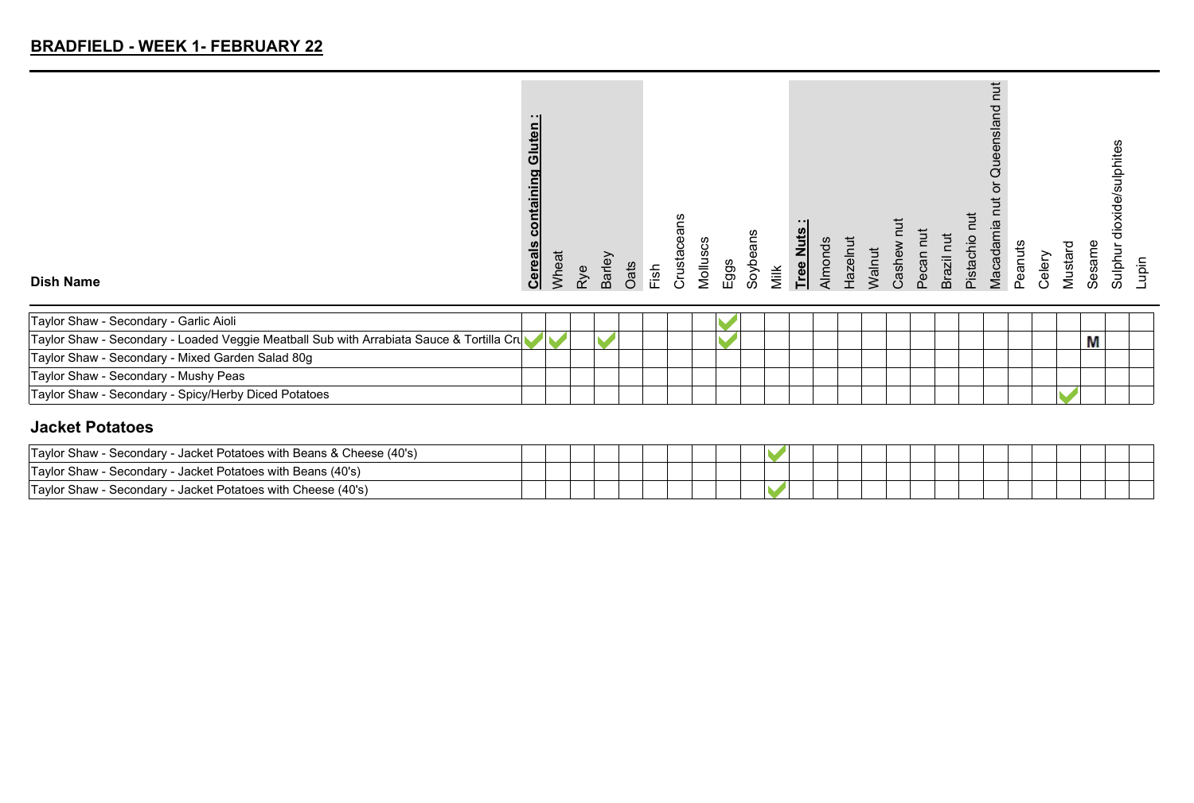## BRADFIELD - WEEK 1- FEBRUARY 22

| Dish Name | Cereals containing Gluten : | Wheat | Rye | Barley | Oats | Fish | Crustaceans | Molluscs | Eggs | Soybeans | Milk | Tree Nuts : | Almonds | Hazelnut | Walnut | Cashew nut | Pecan nut | Brazil nut | Pistachio nut | Macadamia nut or Queensland nut | Peanuts | Celery | Mustard | Sesame | Sulphur dioxide/sulphites | Lupin |
|---|---|---|---|---|---|---|---|---|---|---|---|---|---|---|---|---|---|---|---|---|---|---|---|---|---|---|
| Taylor Shaw - Secondary - Garlic Aioli | | | | | | | | | ✓ | | | | | | | | | | | | | | | | | |
| Taylor Shaw - Secondary - Loaded Veggie Meatball Sub with Arrabiata Sauce & Tortilla Cru | ✓ | ✓ | | ✓ | | | | | ✓ | | | | | | | | | | | | | | | M | | |
| Taylor Shaw - Secondary - Mixed Garden Salad 80g | | | | | | | | | | | | | | | | | | | | | | | | | | |
| Taylor Shaw - Secondary - Mushy Peas | | | | | | | | | | | | | | | | | | | | | | | | | | |
| Taylor Shaw - Secondary - Spicy/Herby Diced Potatoes | | | | | | | | | | | | | | | | | | | | | | | ✓ | | | |

### Jacket Potatoes

| Dish Name | Cereals containing Gluten : | Wheat | Rye | Barley | Oats | Fish | Crustaceans | Molluscs | Eggs | Soybeans | Milk | Tree Nuts : | Almonds | Hazelnut | Walnut | Cashew nut | Pecan nut | Brazil nut | Pistachio nut | Macadamia nut or Queensland nut | Peanuts | Celery | Mustard | Sesame | Sulphur dioxide/sulphites | Lupin |
|---|---|---|---|---|---|---|---|---|---|---|---|---|---|---|---|---|---|---|---|---|---|---|---|---|---|---|
| Taylor Shaw - Secondary - Jacket Potatoes with Beans & Cheese (40's) | | | | | | | | | | | ✓ | | | | | | | | | | | | | | | |
| Taylor Shaw - Secondary - Jacket Potatoes with Beans (40's) | | | | | | | | | | | | | | | | | | | | | | | | | | |
| Taylor Shaw - Secondary - Jacket Potatoes with Cheese (40's) | | | | | | | | | | | ✓ | | | | | | | | | | | | | | | |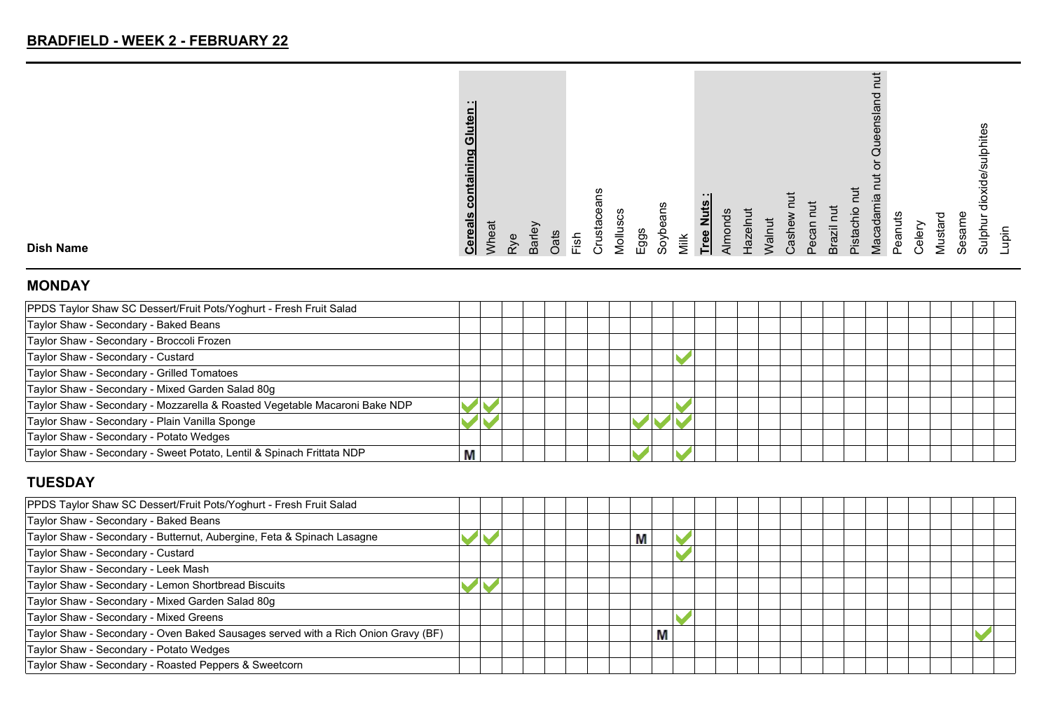## BRADFIELD - WEEK 2 - FEBRUARY 22

### MONDAY

| Dish Name | Cereals containing Gluten: | Wheat | Rye | Barley | Oats | Fish | Crustaceans | Molluscs | Eggs | Soybeans | Milk | Tree Nuts: | Almonds | Hazelnut | Walnut | Cashew nut | Pecan nut | Brazil nut | Pistachio nut | Macadamia nut or Queensland nut | Peanuts | Celery | Mustard | Sesame | Sulphur dioxide/sulphites | Lupin |
|---|---|---|---|---|---|---|---|---|---|---|---|---|---|---|---|---|---|---|---|---|---|---|---|---|---|---|
| PPDS Taylor Shaw SC Dessert/Fruit Pots/Yoghurt - Fresh Fruit Salad | | | | | | | | | | | | | | | | | | | | | | | | | | |
| Taylor Shaw - Secondary - Baked Beans | | | | | | | | | | | | | | | | | | | | | | | | | | |
| Taylor Shaw - Secondary - Broccoli Frozen | | | | | | | | | | | | | | | | | | | | | | | | | | |
| Taylor Shaw - Secondary - Custard | | | | | | | | | | | ✓ | | | | | | | | | | | | | | | |
| Taylor Shaw - Secondary - Grilled Tomatoes | | | | | | | | | | | | | | | | | | | | | | | | | | |
| Taylor Shaw - Secondary - Mixed Garden Salad 80g | | | | | | | | | | | | | | | | | | | | | | | | | | |
| Taylor Shaw - Secondary - Mozzarella & Roasted Vegetable Macaroni Bake NDP | ✓ | ✓ | | | | | | | | | ✓ | | | | | | | | | | | | | | | |
| Taylor Shaw - Secondary - Plain Vanilla Sponge | ✓ | ✓ | | | | | | | ✓ | ✓ | ✓ | | | | | | | | | | | | | | | |
| Taylor Shaw - Secondary - Potato Wedges | | | | | | | | | | | | | | | | | | | | | | | | | | |
| Taylor Shaw - Secondary - Sweet Potato, Lentil & Spinach Frittata NDP | M | | | | | | | | ✓ | | ✓ | | | | | | | | | | | | | | | |

### TUESDAY

| Dish Name | Cereals containing Gluten: | Wheat | Rye | Barley | Oats | Fish | Crustaceans | Molluscs | Eggs | Soybeans | Milk | Tree Nuts: | Almonds | Hazelnut | Walnut | Cashew nut | Pecan nut | Brazil nut | Pistachio nut | Macadamia nut or Queensland nut | Peanuts | Celery | Mustard | Sesame | Sulphur dioxide/sulphites | Lupin |
|---|---|---|---|---|---|---|---|---|---|---|---|---|---|---|---|---|---|---|---|---|---|---|---|---|---|---|
| PPDS Taylor Shaw SC Dessert/Fruit Pots/Yoghurt - Fresh Fruit Salad | | | | | | | | | | | | | | | | | | | | | | | | | | |
| Taylor Shaw - Secondary - Baked Beans | | | | | | | | | | | | | | | | | | | | | | | | | | |
| Taylor Shaw - Secondary - Butternut, Aubergine, Feta & Spinach Lasagne | ✓ | ✓ | | | | | | | M | | ✓ | | | | | | | | | | | | | | | |
| Taylor Shaw - Secondary - Custard | | | | | | | | | | | ✓ | | | | | | | | | | | | | | | |
| Taylor Shaw - Secondary - Leek Mash | | | | | | | | | | | | | | | | | | | | | | | | | | |
| Taylor Shaw - Secondary - Lemon Shortbread Biscuits | ✓ | ✓ | | | | | | | | | | | | | | | | | | | | | | | | |
| Taylor Shaw - Secondary - Mixed Garden Salad 80g | | | | | | | | | | | | | | | | | | | | | | | | | | |
| Taylor Shaw - Secondary - Mixed Greens | | | | | | | | | | | ✓ | | | | | | | | | | | | | | | |
| Taylor Shaw - Secondary - Oven Baked Sausages served with a Rich Onion Gravy (BF) | | | | | | | | | | M | | | | | | | | | | | | | | | ✓ | |
| Taylor Shaw - Secondary - Potato Wedges | | | | | | | | | | | | | | | | | | | | | | | | | | |
| Taylor Shaw - Secondary - Roasted Peppers & Sweetcorn | | | | | | | | | | | | | | | | | | | | | | | | | | |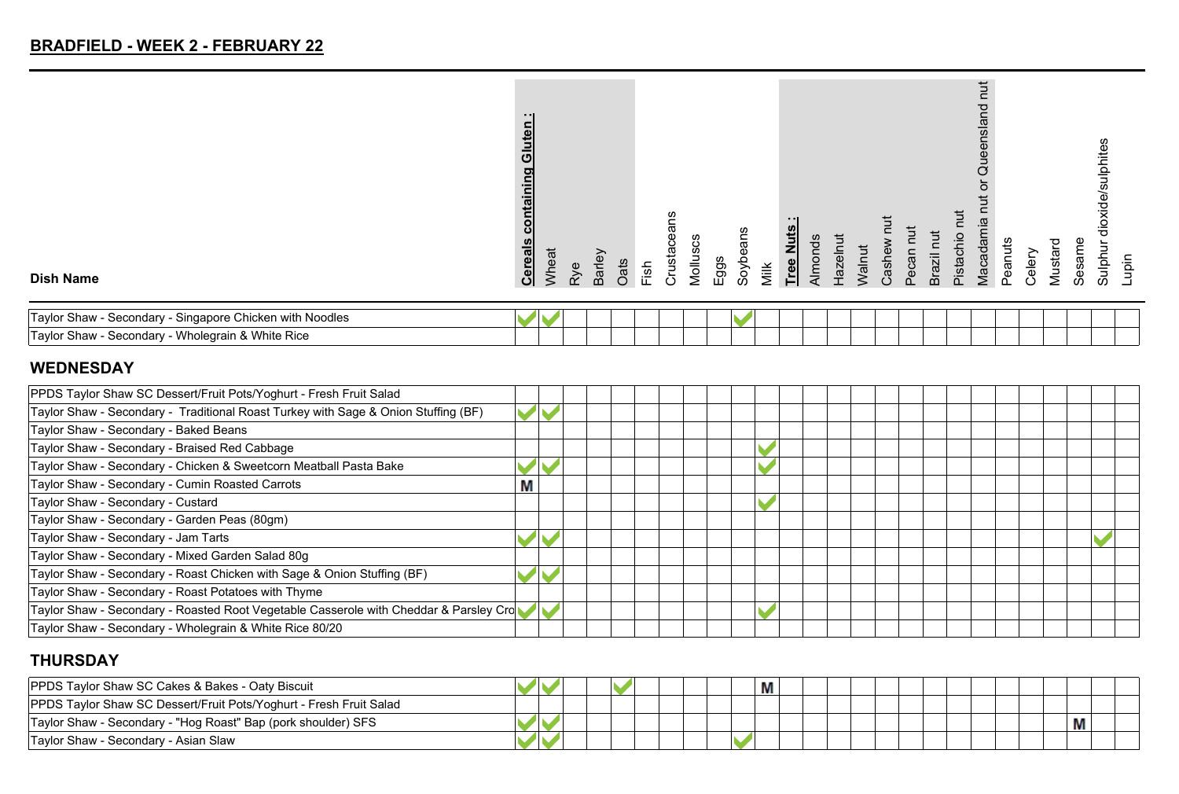## BRADFIELD - WEEK 2 - FEBRUARY 22

| Dish Name | **Cereals containing Gluten :** | Wheat | Rye | Barley | Oats | Fish | Crustaceans | Molluscs | Eggs | Soybeans | Milk | **Tree Nuts :** | Almonds | Hazelnut | Walnut | Cashew nut | Pecan nut | Brazil nut | Pistachio nut | Macadamia nut or Queensland nut | Peanuts | Celery | Mustard | Sesame | Sulphur dioxide/sulphites | Lupin |
|---|---|---|---|---|---|---|---|---|---|---|---|---|---|---|---|---|---|---|---|---|---|---|---|---|---|---|
| Taylor Shaw - Secondary - Singapore Chicken with Noodles | ✓ | ✓ | | | | | | | | ✓ | | | | | | | | | | | | | | | | |
| Taylor Shaw - Secondary - Wholegrain & White Rice | | | | | | | | | | | | | | | | | | | | | | | | | | |

### WEDNESDAY

| Dish Name | **Cereals containing Gluten :** | Wheat | Rye | Barley | Oats | Fish | Crustaceans | Molluscs | Eggs | Soybeans | Milk | **Tree Nuts :** | Almonds | Hazelnut | Walnut | Cashew nut | Pecan nut | Brazil nut | Pistachio nut | Macadamia nut or Queensland nut | Peanuts | Celery | Mustard | Sesame | Sulphur dioxide/sulphites | Lupin |
|---|---|---|---|---|---|---|---|---|---|---|---|---|---|---|---|---|---|---|---|---|---|---|---|---|---|---|
| PPDS Taylor Shaw SC Dessert/Fruit Pots/Yoghurt - Fresh Fruit Salad | | | | | | | | | | | | | | | | | | | | | | | | | | |
| Taylor Shaw - Secondary - Traditional Roast Turkey with Sage & Onion Stuffing (BF) | ✓ | ✓ | | | | | | | | | | | | | | | | | | | | | | | | |
| Taylor Shaw - Secondary - Baked Beans | | | | | | | | | | | | | | | | | | | | | | | | | | |
| Taylor Shaw - Secondary - Braised Red Cabbage | | | | | | | | | | | ✓ | | | | | | | | | | | | | | | |
| Taylor Shaw - Secondary - Chicken & Sweetcorn Meatball Pasta Bake | ✓ | ✓ | | | | | | | | | ✓ | | | | | | | | | | | | | | | |
| Taylor Shaw - Secondary - Cumin Roasted Carrots | M | | | | | | | | | | | | | | | | | | | | | | | | | |
| Taylor Shaw - Secondary - Custard | | | | | | | | | | | ✓ | | | | | | | | | | | | | | | |
| Taylor Shaw - Secondary - Garden Peas (80gm) | | | | | | | | | | | | | | | | | | | | | | | | | | |
| Taylor Shaw - Secondary - Jam Tarts | ✓ | ✓ | | | | | | | | | | | | | | | | | | | | | | | ✓ | |
| Taylor Shaw - Secondary - Mixed Garden Salad 80g | | | | | | | | | | | | | | | | | | | | | | | | | | |
| Taylor Shaw - Secondary - Roast Chicken with Sage & Onion Stuffing (BF) | ✓ | ✓ | | | | | | | | | | | | | | | | | | | | | | | | |
| Taylor Shaw - Secondary - Roast Potatoes with Thyme | | | | | | | | | | | | | | | | | | | | | | | | | | |
| Taylor Shaw - Secondary - Roasted Root Vegetable Casserole with Cheddar & Parsley Cro | ✓ | ✓ | | | | | | | | | ✓ | | | | | | | | | | | | | | | |
| Taylor Shaw - Secondary - Wholegrain & White Rice 80/20 | | | | | | | | | | | | | | | | | | | | | | | | | | |

### THURSDAY

| Dish Name | **Cereals containing Gluten :** | Wheat | Rye | Barley | Oats | Fish | Crustaceans | Molluscs | Eggs | Soybeans | Milk | **Tree Nuts :** | Almonds | Hazelnut | Walnut | Cashew nut | Pecan nut | Brazil nut | Pistachio nut | Macadamia nut or Queensland nut | Peanuts | Celery | Mustard | Sesame | Sulphur dioxide/sulphites | Lupin |
|---|---|---|---|---|---|---|---|---|---|---|---|---|---|---|---|---|---|---|---|---|---|---|---|---|---|---|
| PPDS Taylor Shaw SC Cakes & Bakes - Oaty Biscuit | ✓ | ✓ | | | ✓ | | | | | | M | | | | | | | | | | | | | | | |
| PPDS Taylor Shaw SC Dessert/Fruit Pots/Yoghurt - Fresh Fruit Salad | | | | | | | | | | | | | | | | | | | | | | | | | | |
| Taylor Shaw - Secondary - "Hog Roast" Bap (pork shoulder) SFS | ✓ | ✓ | | | | | | | | | | | | | | | | | | | | | | M | | |
| Taylor Shaw - Secondary - Asian Slaw | ✓ | ✓ | | | | | | | | ✓ | | | | | | | | | | | | | | | | |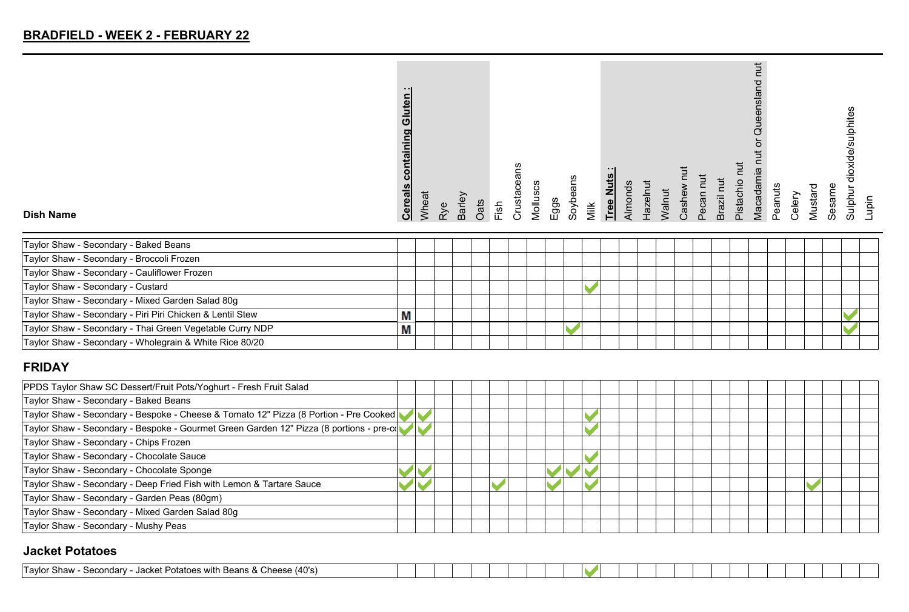## BRADFIELD - WEEK 2 - FEBRUARY 22

| Dish Name | Cereals containing Gluten : | Wheat | Rye | Barley | Oats | Fish | Crustaceans | Molluscs | Eggs | Soybeans | Milk | Tree Nuts : | Almonds | Hazelnut | Walnut | Cashew nut | Pecan nut | Brazil nut | Pistachio nut | Macadamia nut or Queensland nut | Peanuts | Celery | Mustard | Sesame | Sulphur dioxide/sulphites | Lupin |
|---|---|---|---|---|---|---|---|---|---|---|---|---|---|---|---|---|---|---|---|---|---|---|---|---|---|---|
| Taylor Shaw - Secondary - Baked Beans | | | | | | | | | | | | | | | | | | | | | | | | | | |
| Taylor Shaw - Secondary - Broccoli Frozen | | | | | | | | | | | | | | | | | | | | | | | | | | |
| Taylor Shaw - Secondary - Cauliflower Frozen | | | | | | | | | | | | | | | | | | | | | | | | | | |
| Taylor Shaw - Secondary - Custard | | | | | | | | | | | ✓ | | | | | | | | | | | | | | | |
| Taylor Shaw - Secondary - Mixed Garden Salad 80g | | | | | | | | | | | | | | | | | | | | | | | | | | |
| Taylor Shaw - Secondary - Piri Piri Chicken & Lentil Stew | M | | | | | | | | | | | | | | | | | | | | | | | | ✓ | |
| Taylor Shaw - Secondary - Thai Green Vegetable Curry NDP | M | | | | | | | | | ✓ | | | | | | | | | | | | | | | ✓ | |
| Taylor Shaw - Secondary - Wholegrain & White Rice 80/20 | | | | | | | | | | | | | | | | | | | | | | | | | | |

### FRIDAY

| Dish Name | Cereals containing Gluten : | Wheat | Rye | Barley | Oats | Fish | Crustaceans | Molluscs | Eggs | Soybeans | Milk | Tree Nuts : | Almonds | Hazelnut | Walnut | Cashew nut | Pecan nut | Brazil nut | Pistachio nut | Macadamia nut or Queensland nut | Peanuts | Celery | Mustard | Sesame | Sulphur dioxide/sulphites | Lupin |
|---|---|---|---|---|---|---|---|---|---|---|---|---|---|---|---|---|---|---|---|---|---|---|---|---|---|---|
| PPDS Taylor Shaw SC Dessert/Fruit Pots/Yoghurt - Fresh Fruit Salad | | | | | | | | | | | | | | | | | | | | | | | | | | |
| Taylor Shaw - Secondary - Baked Beans | | | | | | | | | | | | | | | | | | | | | | | | | | |
| Taylor Shaw - Secondary - Bespoke - Cheese & Tomato 12" Pizza (8 Portion - Pre Cooked | ✓ | ✓ | | | | | | | | | ✓ | | | | | | | | | | | | | | | |
| Taylor Shaw - Secondary - Bespoke - Gourmet Green Garden 12" Pizza (8 portions - pre-c | ✓ | ✓ | | | | | | | | | ✓ | | | | | | | | | | | | | | | |
| Taylor Shaw - Secondary - Chips Frozen | | | | | | | | | | | | | | | | | | | | | | | | | | |
| Taylor Shaw - Secondary - Chocolate Sauce | | | | | | | | | | | ✓ | | | | | | | | | | | | | | | |
| Taylor Shaw - Secondary - Chocolate Sponge | ✓ | ✓ | | | | | | | ✓ | ✓ | ✓ | | | | | | | | | | | | | | | |
| Taylor Shaw - Secondary - Deep Fried Fish with Lemon & Tartare Sauce | ✓ | ✓ | | | | ✓ | | | ✓ | | ✓ | | | | | | | | | | | | ✓ | | | |
| Taylor Shaw - Secondary - Garden Peas (80gm) | | | | | | | | | | | | | | | | | | | | | | | | | | |
| Taylor Shaw - Secondary - Mixed Garden Salad 80g | | | | | | | | | | | | | | | | | | | | | | | | | | |
| Taylor Shaw - Secondary - Mushy Peas | | | | | | | | | | | | | | | | | | | | | | | | | | |

### Jacket Potatoes

| Dish Name | Cereals containing Gluten : | Wheat | Rye | Barley | Oats | Fish | Crustaceans | Molluscs | Eggs | Soybeans | Milk | Tree Nuts : | Almonds | Hazelnut | Walnut | Cashew nut | Pecan nut | Brazil nut | Pistachio nut | Macadamia nut or Queensland nut | Peanuts | Celery | Mustard | Sesame | Sulphur dioxide/sulphites | Lupin |
|---|---|---|---|---|---|---|---|---|---|---|---|---|---|---|---|---|---|---|---|---|---|---|---|---|---|---|
| Taylor Shaw - Secondary - Jacket Potatoes with Beans & Cheese (40's) | | | | | | | | | | | ✓ | | | | | | | | | | | | | | | |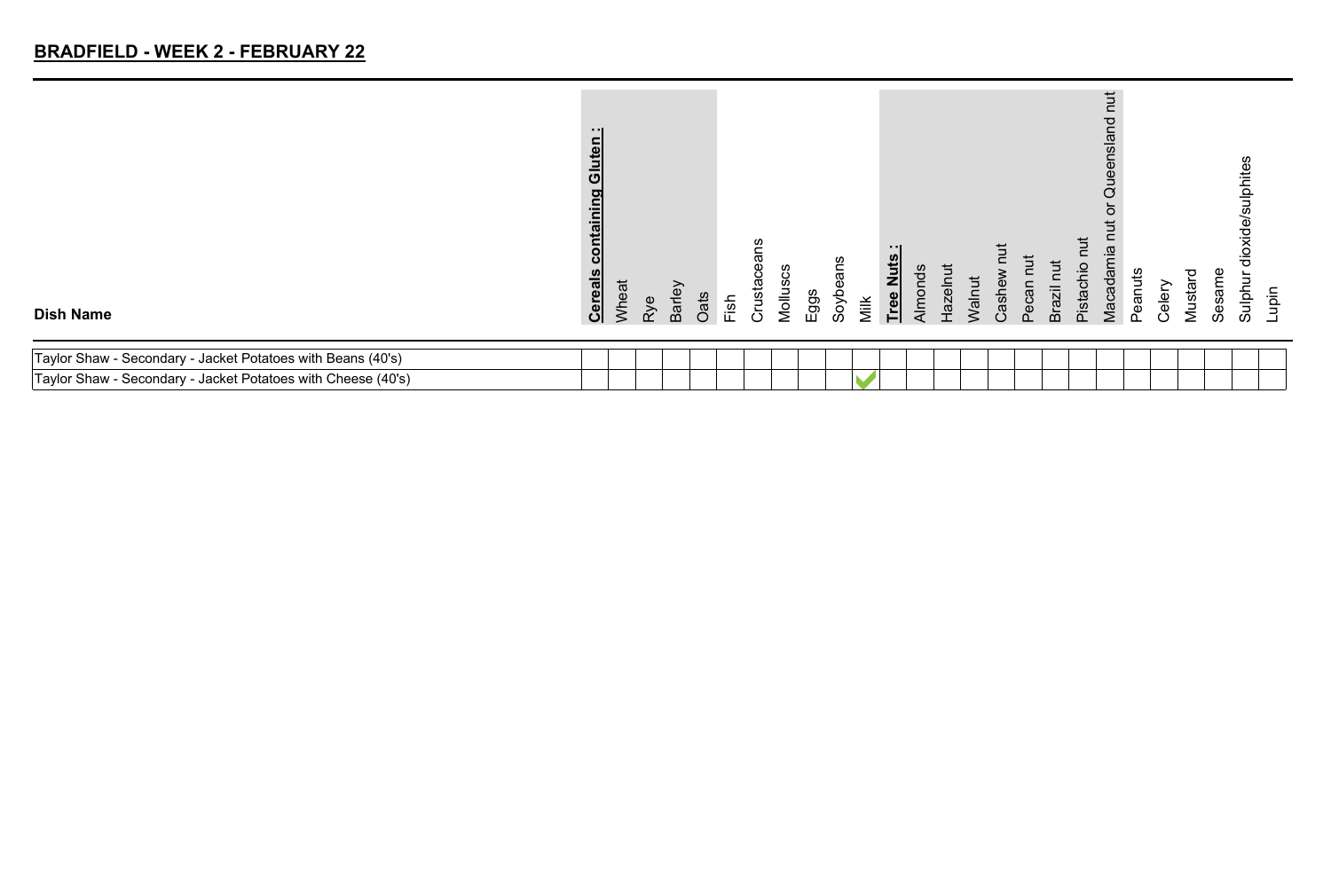## BRADFIELD - WEEK 2 - FEBRUARY 22

| Dish Name | **Cereals containing Gluten :** | Wheat | Rye | Barley | Oats | Fish | Crustaceans | Molluscs | Eggs | Soybeans | Milk | **Tree Nuts :** | Almonds | Hazelnut | Walnut | Cashew nut | Pecan nut | Brazil nut | Pistachio nut | Macadamia nut or Queensland nut | Peanuts | Celery | Mustard | Sesame | Sulphur dioxide/sulphites | Lupin |
|---|---|---|---|---|---|---|---|---|---|---|---|---|---|---|---|---|---|---|---|---|---|---|---|---|---|---|
| Taylor Shaw - Secondary - Jacket Potatoes with Beans (40's) | | | | | | | | | | | | | | | | | | | | | | | | | | |
| Taylor Shaw - Secondary - Jacket Potatoes with Cheese (40's) | | | | | | | | | | | ✔ | | | | | | | | | | | | | | | |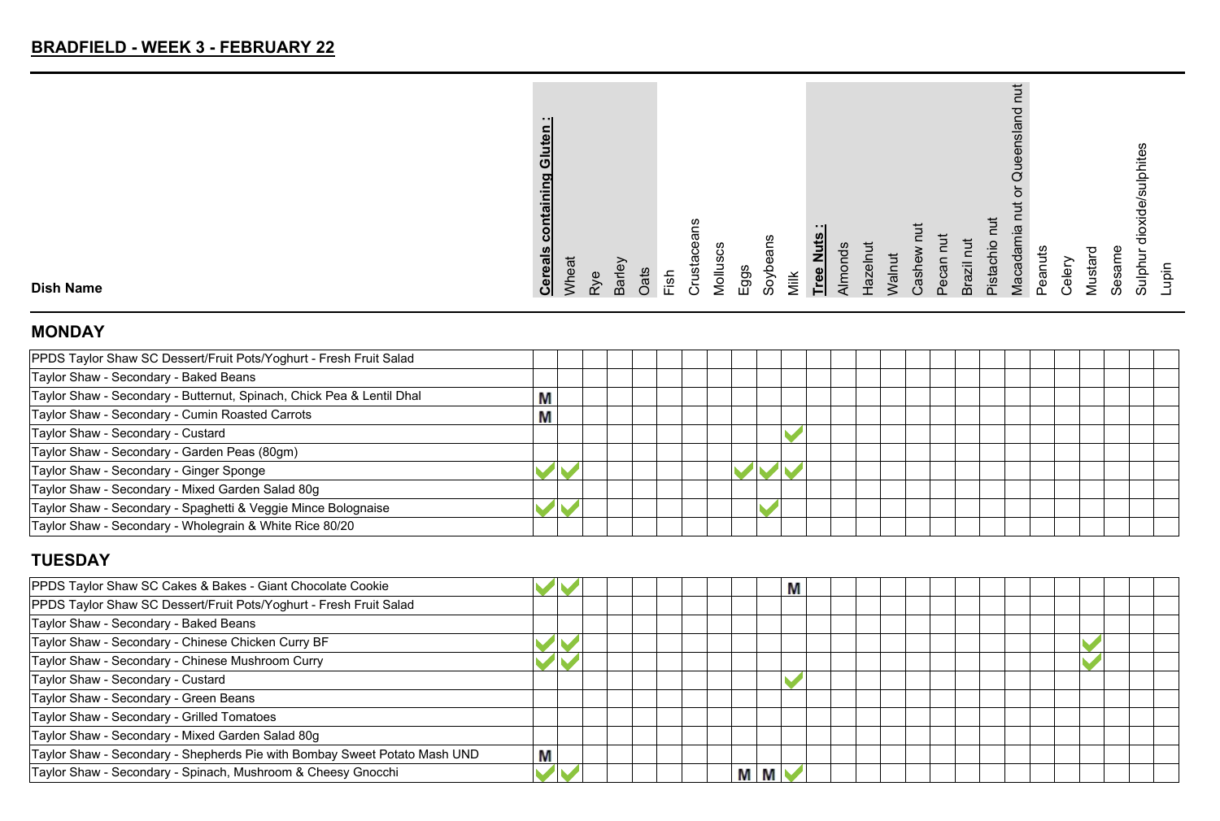## BRADFIELD - WEEK 3 - FEBRUARY 22

### MONDAY

| Dish Name | Cereals containing Gluten : | Wheat | Rye | Barley | Oats | Fish | Crustaceans | Molluscs | Eggs | Soybeans | Milk | Tree Nuts : | Almonds | Hazelnut | Walnut | Cashew nut | Pecan nut | Brazil nut | Pistachio nut | Macadamia nut or Queensland nut | Peanuts | Celery | Mustard | Sesame | Sulphur dioxide/sulphites | Lupin |
|---|---|---|---|---|---|---|---|---|---|---|---|---|---|---|---|---|---|---|---|---|---|---|---|---|---|---|
| PPDS Taylor Shaw SC Dessert/Fruit Pots/Yoghurt - Fresh Fruit Salad | | | | | | | | | | | | | | | | | | | | | | | | | | |
| Taylor Shaw - Secondary - Baked Beans | | | | | | | | | | | | | | | | | | | | | | | | | | |
| Taylor Shaw - Secondary - Butternut, Spinach, Chick Pea & Lentil Dhal | M | | | | | | | | | | | | | | | | | | | | | | | | | |
| Taylor Shaw - Secondary - Cumin Roasted Carrots | M | | | | | | | | | | | | | | | | | | | | | | | | | |
| Taylor Shaw - Secondary - Custard | | | | | | | | | | | ✓ | | | | | | | | | | | | | | | |
| Taylor Shaw - Secondary - Garden Peas (80gm) | | | | | | | | | | | | | | | | | | | | | | | | | | |
| Taylor Shaw - Secondary - Ginger Sponge | ✓ | ✓ | | | | | | | ✓ | ✓ | ✓ | | | | | | | | | | | | | | | |
| Taylor Shaw - Secondary - Mixed Garden Salad 80g | | | | | | | | | | | | | | | | | | | | | | | | | | |
| Taylor Shaw - Secondary - Spaghetti & Veggie Mince Bolognaise | ✓ | ✓ | | | | | | | | ✓ | | | | | | | | | | | | | | | | |
| Taylor Shaw - Secondary - Wholegrain & White Rice 80/20 | | | | | | | | | | | | | | | | | | | | | | | | | | |

### TUESDAY

| Dish Name | Cereals containing Gluten : | Wheat | Rye | Barley | Oats | Fish | Crustaceans | Molluscs | Eggs | Soybeans | Milk | Tree Nuts : | Almonds | Hazelnut | Walnut | Cashew nut | Pecan nut | Brazil nut | Pistachio nut | Macadamia nut or Queensland nut | Peanuts | Celery | Mustard | Sesame | Sulphur dioxide/sulphites | Lupin |
|---|---|---|---|---|---|---|---|---|---|---|---|---|---|---|---|---|---|---|---|---|---|---|---|---|---|---|
| PPDS Taylor Shaw SC Cakes & Bakes - Giant Chocolate Cookie | ✓ | ✓ | | | | | | | | | M | | | | | | | | | | | | | | | |
| PPDS Taylor Shaw SC Dessert/Fruit Pots/Yoghurt - Fresh Fruit Salad | | | | | | | | | | | | | | | | | | | | | | | | | | |
| Taylor Shaw - Secondary - Baked Beans | | | | | | | | | | | | | | | | | | | | | | | | | | |
| Taylor Shaw - Secondary - Chinese Chicken Curry BF | ✓ | ✓ | | | | | | | | | | | | | | | | | | | | | ✓ | | | |
| Taylor Shaw - Secondary - Chinese Mushroom Curry | ✓ | ✓ | | | | | | | | | | | | | | | | | | | | | ✓ | | | |
| Taylor Shaw - Secondary - Custard | | | | | | | | | | | ✓ | | | | | | | | | | | | | | | |
| Taylor Shaw - Secondary - Green Beans | | | | | | | | | | | | | | | | | | | | | | | | | | |
| Taylor Shaw - Secondary - Grilled Tomatoes | | | | | | | | | | | | | | | | | | | | | | | | | | |
| Taylor Shaw - Secondary - Mixed Garden Salad 80g | | | | | | | | | | | | | | | | | | | | | | | | | | |
| Taylor Shaw - Secondary - Shepherds Pie with Bombay Sweet Potato Mash UND | M | | | | | | | | | | | | | | | | | | | | | | | | | |
| Taylor Shaw - Secondary - Spinach, Mushroom & Cheesy Gnocchi | ✓ | ✓ | | | | | | | M | M | ✓ | | | | | | | | | | | | | | | |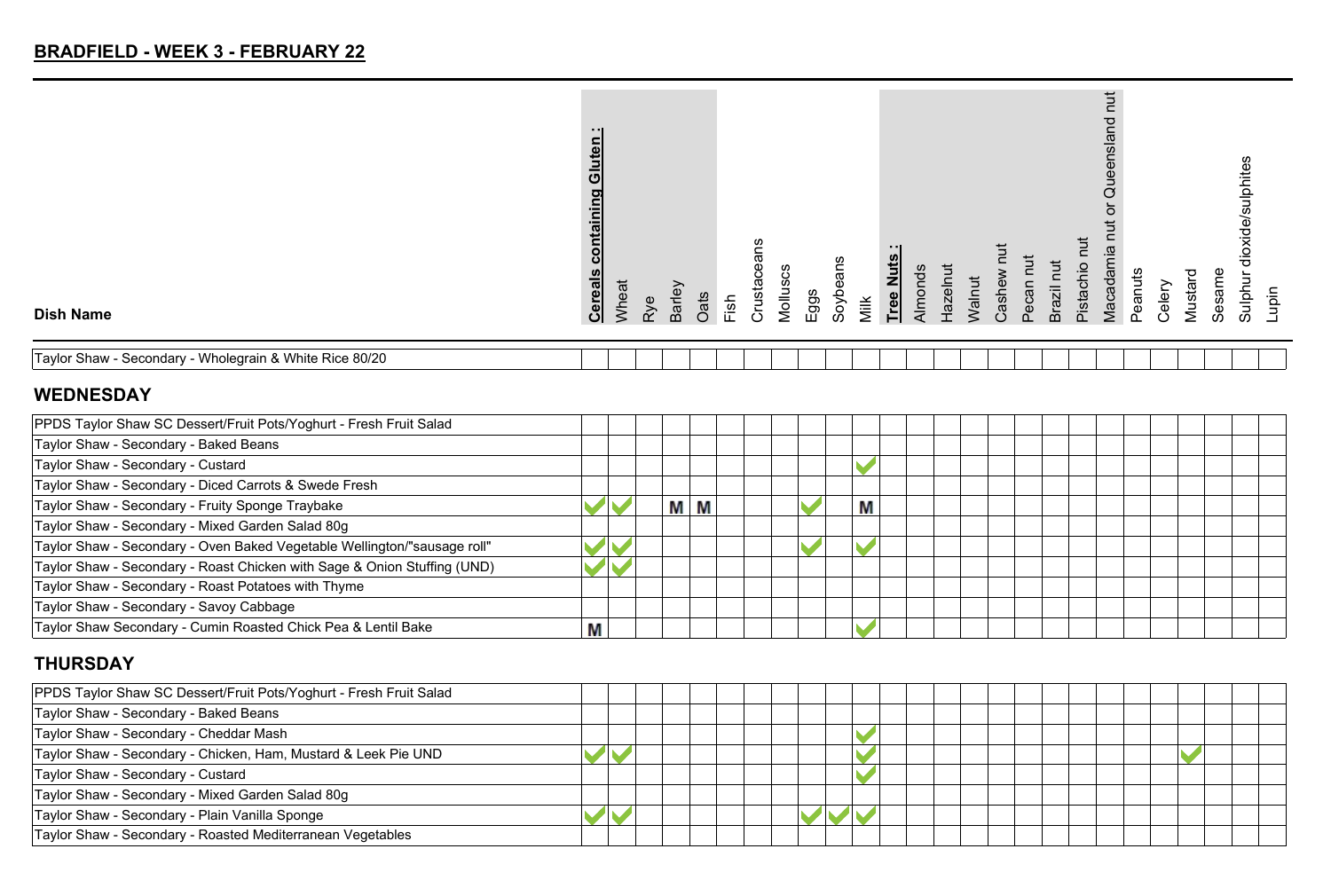## BRADFIELD - WEEK 3 - FEBRUARY 22

| Dish Name | Cereals containing Gluten : | Wheat | Rye | Barley | Oats | Fish | Crustaceans | Molluscs | Eggs | Soybeans | Milk | Tree Nuts : | Almonds | Hazelnut | Walnut | Cashew nut | Pecan nut | Brazil nut | Pistachio nut | Macadamia nut or Queensland nut | Peanuts | Celery | Mustard | Sesame | Sulphur dioxide/sulphites | Lupin |
|---|---|---|---|---|---|---|---|---|---|---|---|---|---|---|---|---|---|---|---|---|---|---|---|---|---|---|
| Taylor Shaw - Secondary - Wholegrain & White Rice 80/20 | | | | | | | | | | | | | | | | | | | | | | | | | | |

### WEDNESDAY

| Dish Name | Cereals containing Gluten : | Wheat | Rye | Barley | Oats | Fish | Crustaceans | Molluscs | Eggs | Soybeans | Milk | Tree Nuts : | Almonds | Hazelnut | Walnut | Cashew nut | Pecan nut | Brazil nut | Pistachio nut | Macadamia nut or Queensland nut | Peanuts | Celery | Mustard | Sesame | Sulphur dioxide/sulphites | Lupin |
|---|---|---|---|---|---|---|---|---|---|---|---|---|---|---|---|---|---|---|---|---|---|---|---|---|---|---|
| PPDS Taylor Shaw SC Dessert/Fruit Pots/Yoghurt - Fresh Fruit Salad | | | | | | | | | | | | | | | | | | | | | | | | | | |
| Taylor Shaw - Secondary - Baked Beans | | | | | | | | | | | | | | | | | | | | | | | | | | |
| Taylor Shaw - Secondary - Custard | | | | | | | | | | | ✓ | | | | | | | | | | | | | | | |
| Taylor Shaw - Secondary - Diced Carrots & Swede Fresh | | | | | | | | | | | | | | | | | | | | | | | | | | |
| Taylor Shaw - Secondary - Fruity Sponge Traybake | ✓ | ✓ | | M | M | | | | ✓ | | M | | | | | | | | | | | | | | | |
| Taylor Shaw - Secondary - Mixed Garden Salad 80g | | | | | | | | | | | | | | | | | | | | | | | | | | |
| Taylor Shaw - Secondary - Oven Baked Vegetable Wellington/"sausage roll" | ✓ | ✓ | | | | | | | ✓ | | ✓ | | | | | | | | | | | | | | | |
| Taylor Shaw - Secondary - Roast Chicken with Sage & Onion Stuffing (UND) | ✓ | ✓ | | | | | | | | | | | | | | | | | | | | | | | | |
| Taylor Shaw - Secondary - Roast Potatoes with Thyme | | | | | | | | | | | | | | | | | | | | | | | | | | |
| Taylor Shaw - Secondary - Savoy Cabbage | | | | | | | | | | | | | | | | | | | | | | | | | | |
| Taylor Shaw Secondary - Cumin Roasted Chick Pea & Lentil Bake | M | | | | | | | | | | ✓ | | | | | | | | | | | | | | | |

### THURSDAY

| Dish Name | Cereals containing Gluten : | Wheat | Rye | Barley | Oats | Fish | Crustaceans | Molluscs | Eggs | Soybeans | Milk | Tree Nuts : | Almonds | Hazelnut | Walnut | Cashew nut | Pecan nut | Brazil nut | Pistachio nut | Macadamia nut or Queensland nut | Peanuts | Celery | Mustard | Sesame | Sulphur dioxide/sulphites | Lupin |
|---|---|---|---|---|---|---|---|---|---|---|---|---|---|---|---|---|---|---|---|---|---|---|---|---|---|---|
| PPDS Taylor Shaw SC Dessert/Fruit Pots/Yoghurt - Fresh Fruit Salad | | | | | | | | | | | | | | | | | | | | | | | | | | |
| Taylor Shaw - Secondary - Baked Beans | | | | | | | | | | | | | | | | | | | | | | | | | | |
| Taylor Shaw - Secondary - Cheddar Mash | | | | | | | | | | | ✓ | | | | | | | | | | | | | | | |
| Taylor Shaw - Secondary - Chicken, Ham, Mustard & Leek Pie UND | ✓ | ✓ | | | | | | | | | ✓ | | | | | | | | | | | | ✓ | | | |
| Taylor Shaw - Secondary - Custard | | | | | | | | | | | ✓ | | | | | | | | | | | | | | | |
| Taylor Shaw - Secondary - Mixed Garden Salad 80g | | | | | | | | | | | | | | | | | | | | | | | | | | |
| Taylor Shaw - Secondary - Plain Vanilla Sponge | ✓ | ✓ | | | | | | | ✓ | ✓ | ✓ | | | | | | | | | | | | | | | |
| Taylor Shaw - Secondary - Roasted Mediterranean Vegetables | | | | | | | | | | | | | | | | | | | | | | | | | | |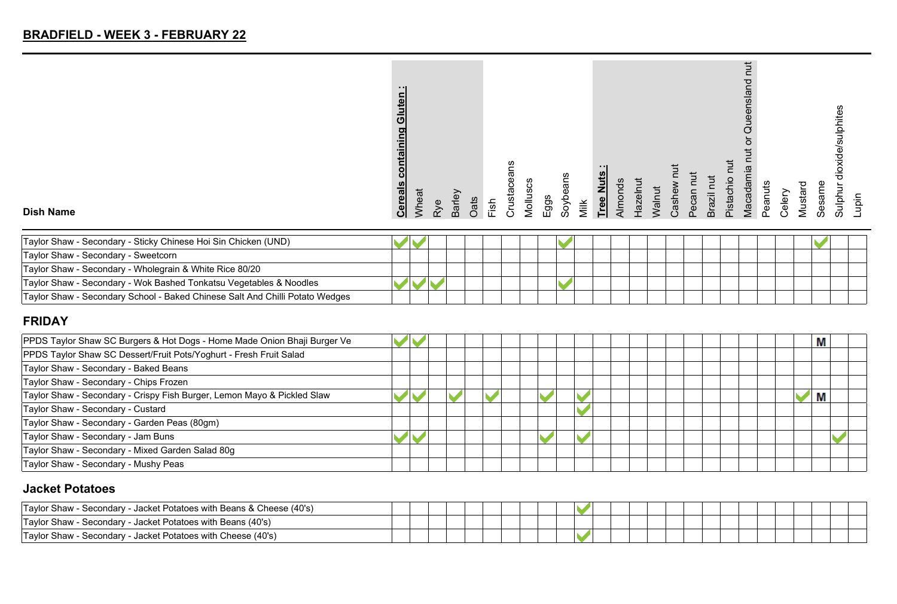## BRADFIELD - WEEK 3 - FEBRUARY 22

| Dish Name | Cereals containing Gluten : | Wheat | Rye | Barley | Oats | Fish | Crustaceans | Molluscs | Eggs | Soybeans | Milk | Tree Nuts : | Almonds | Hazelnut | Walnut | Cashew nut | Pecan nut | Brazil nut | Pistachio nut | Macadamia nut or Queensland nut | Peanuts | Celery | Mustard | Sesame | Sulphur dioxide/sulphites | Lupin |
|---|---|---|---|---|---|---|---|---|---|---|---|---|---|---|---|---|---|---|---|---|---|---|---|---|---|---|
| Taylor Shaw - Secondary - Sticky Chinese Hoi Sin Chicken (UND) | ✓ | ✓ | | | | | | | | ✓ | | | | | | | | | | | | | | ✓ | | |
| Taylor Shaw - Secondary - Sweetcorn | | | | | | | | | | | | | | | | | | | | | | | | | | |
| Taylor Shaw - Secondary - Wholegrain & White Rice 80/20 | | | | | | | | | | | | | | | | | | | | | | | | | | |
| Taylor Shaw - Secondary - Wok Bashed Tonkatsu Vegetables & Noodles | ✓ | ✓ | ✓ | | | | | | | ✓ | | | | | | | | | | | | | | | | |
| Taylor Shaw - Secondary School - Baked Chinese Salt And Chilli Potato Wedges | | | | | | | | | | | | | | | | | | | | | | | | | | |

## FRIDAY

| Dish Name | Cereals containing Gluten : | Wheat | Rye | Barley | Oats | Fish | Crustaceans | Molluscs | Eggs | Soybeans | Milk | Tree Nuts : | Almonds | Hazelnut | Walnut | Cashew nut | Pecan nut | Brazil nut | Pistachio nut | Macadamia nut or Queensland nut | Peanuts | Celery | Mustard | Sesame | Sulphur dioxide/sulphites | Lupin |
|---|---|---|---|---|---|---|---|---|---|---|---|---|---|---|---|---|---|---|---|---|---|---|---|---|---|---|
| PPDS Taylor Shaw SC Burgers & Hot Dogs - Home Made Onion Bhaji Burger Ve | ✓ | ✓ | | | | | | | | | | | | | | | | | | | | | | M | | |
| PPDS Taylor Shaw SC Dessert/Fruit Pots/Yoghurt - Fresh Fruit Salad | | | | | | | | | | | | | | | | | | | | | | | | | | |
| Taylor Shaw - Secondary - Baked Beans | | | | | | | | | | | | | | | | | | | | | | | | | | |
| Taylor Shaw - Secondary - Chips Frozen | | | | | | | | | | | | | | | | | | | | | | | | | | |
| Taylor Shaw - Secondary - Crispy Fish Burger, Lemon Mayo & Pickled Slaw | ✓ | ✓ | | ✓ | | ✓ | | | ✓ | | ✓ | | | | | | | | | | | | ✓ | M | | |
| Taylor Shaw - Secondary - Custard | | | | | | | | | | | ✓ | | | | | | | | | | | | | | | |
| Taylor Shaw - Secondary - Garden Peas (80gm) | | | | | | | | | | | | | | | | | | | | | | | | | | |
| Taylor Shaw - Secondary - Jam Buns | ✓ | ✓ | | | | | | | ✓ | | ✓ | | | | | | | | | | | | | | ✓ | |
| Taylor Shaw - Secondary - Mixed Garden Salad 80g | | | | | | | | | | | | | | | | | | | | | | | | | | |
| Taylor Shaw - Secondary - Mushy Peas | | | | | | | | | | | | | | | | | | | | | | | | | | |

## Jacket Potatoes

| Dish Name | Cereals containing Gluten : | Wheat | Rye | Barley | Oats | Fish | Crustaceans | Molluscs | Eggs | Soybeans | Milk | Tree Nuts : | Almonds | Hazelnut | Walnut | Cashew nut | Pecan nut | Brazil nut | Pistachio nut | Macadamia nut or Queensland nut | Peanuts | Celery | Mustard | Sesame | Sulphur dioxide/sulphites | Lupin |
|---|---|---|---|---|---|---|---|---|---|---|---|---|---|---|---|---|---|---|---|---|---|---|---|---|---|---|
| Taylor Shaw - Secondary - Jacket Potatoes with Beans & Cheese (40's) | | | | | | | | | | | ✓ | | | | | | | | | | | | | | | |
| Taylor Shaw - Secondary - Jacket Potatoes with Beans (40's) | | | | | | | | | | | | | | | | | | | | | | | | | | |
| Taylor Shaw - Secondary - Jacket Potatoes with Cheese (40's) | | | | | | | | | | | ✓ | | | | | | | | | | | | | | | |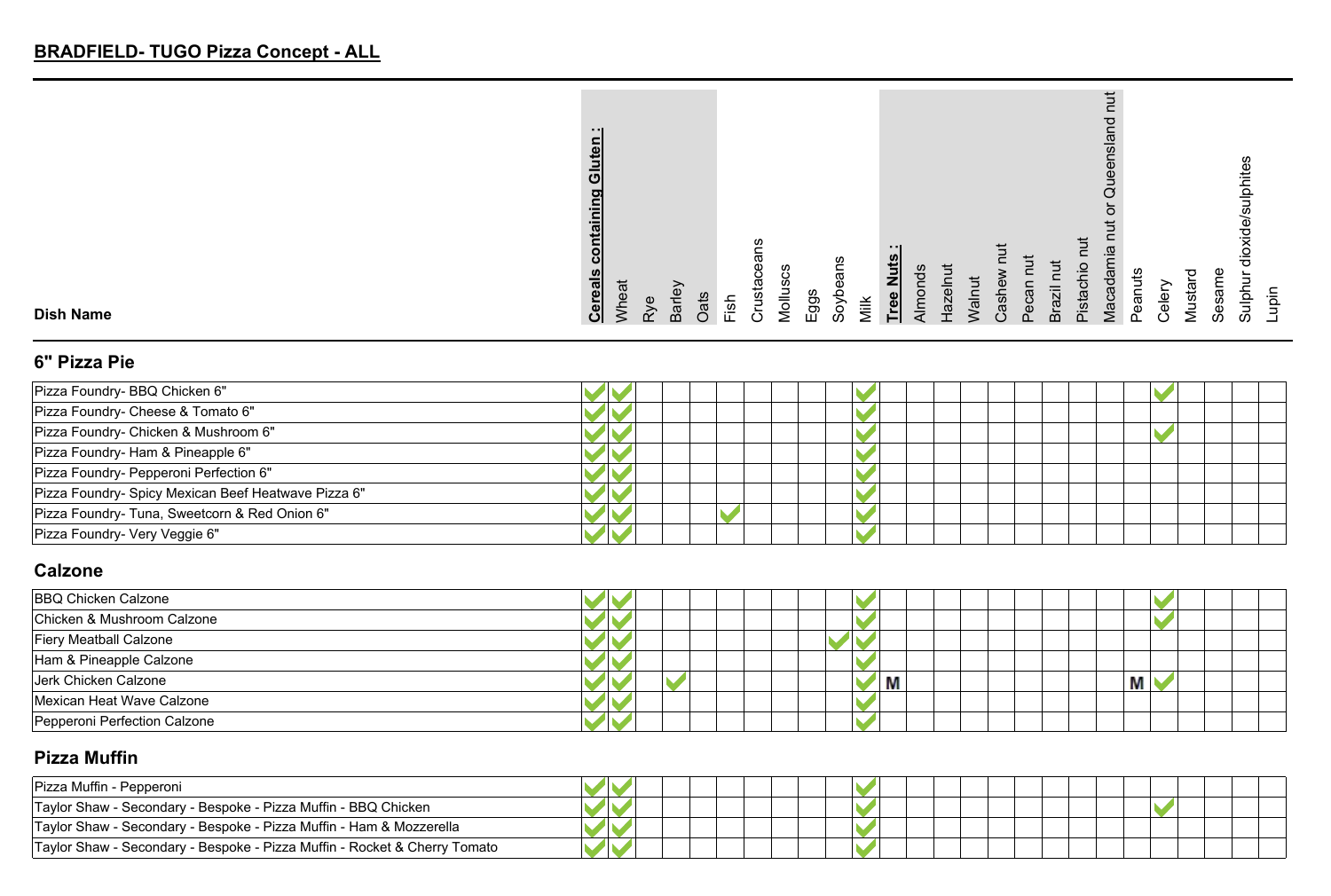## BRADFIELD- TUGO Pizza Concept - ALL

### 6" Pizza Pie

| Dish Name | Cereals containing Gluten : | Wheat | Rye | Barley | Oats | Fish | Crustaceans | Molluscs | Eggs | Soybeans | Milk | Tree Nuts : | Almonds | Hazelnut | Walnut | Cashew nut | Pecan nut | Brazil nut | Pistachio nut | Macadamia nut or Queensland nut | Peanuts | Celery | Mustard | Sesame | Sulphur dioxide/sulphites | Lupin |
|---|---|---|---|---|---|---|---|---|---|---|---|---|---|---|---|---|---|---|---|---|---|---|---|---|---|---|
| Pizza Foundry- BBQ Chicken 6" | ✓ | ✓ | | | | | | | | | ✓ | | | | | | | | | | | ✓ | | | | |
| Pizza Foundry- Cheese & Tomato 6" | ✓ | ✓ | | | | | | | | | ✓ | | | | | | | | | | | | | | | |
| Pizza Foundry- Chicken & Mushroom 6" | ✓ | ✓ | | | | | | | | | ✓ | | | | | | | | | | | ✓ | | | | |
| Pizza Foundry- Ham & Pineapple 6" | ✓ | ✓ | | | | | | | | | ✓ | | | | | | | | | | | | | | | |
| Pizza Foundry- Pepperoni Perfection 6" | ✓ | ✓ | | | | | | | | | ✓ | | | | | | | | | | | | | | | |
| Pizza Foundry- Spicy Mexican Beef Heatwave Pizza 6" | ✓ | ✓ | | | | | | | | | ✓ | | | | | | | | | | | | | | | |
| Pizza Foundry- Tuna, Sweetcorn & Red Onion 6" | ✓ | ✓ | | | | ✓ | | | | | ✓ | | | | | | | | | | | | | | | |
| Pizza Foundry- Very Veggie 6" | ✓ | ✓ | | | | | | | | | ✓ | | | | | | | | | | | | | | | |

### Calzone

| Dish Name | Cereals containing Gluten : | Wheat | Rye | Barley | Oats | Fish | Crustaceans | Molluscs | Eggs | Soybeans | Milk | Tree Nuts : | Almonds | Hazelnut | Walnut | Cashew nut | Pecan nut | Brazil nut | Pistachio nut | Macadamia nut or Queensland nut | Peanuts | Celery | Mustard | Sesame | Sulphur dioxide/sulphites | Lupin |
|---|---|---|---|---|---|---|---|---|---|---|---|---|---|---|---|---|---|---|---|---|---|---|---|---|---|---|
| BBQ Chicken Calzone | ✓ | ✓ | | | | | | | | | ✓ | | | | | | | | | | | ✓ | | | | |
| Chicken & Mushroom Calzone | ✓ | ✓ | | | | | | | | | ✓ | | | | | | | | | | | ✓ | | | | |
| Fiery Meatball Calzone | ✓ | ✓ | | | | | | | | ✓ | ✓ | | | | | | | | | | | | | | | |
| Ham & Pineapple Calzone | ✓ | ✓ | | | | | | | | | ✓ | | | | | | | | | | | | | | | |
| Jerk Chicken Calzone | ✓ | ✓ | | ✓ | | | | | | | ✓ | M | | | | | | | | | M | ✓ | | | | |
| Mexican Heat Wave Calzone | ✓ | ✓ | | | | | | | | | ✓ | | | | | | | | | | | | | | | |
| Pepperoni Perfection Calzone | ✓ | ✓ | | | | | | | | | ✓ | | | | | | | | | | | | | | | |

### Pizza Muffin

| Dish Name | Cereals containing Gluten : | Wheat | Rye | Barley | Oats | Fish | Crustaceans | Molluscs | Eggs | Soybeans | Milk | Tree Nuts : | Almonds | Hazelnut | Walnut | Cashew nut | Pecan nut | Brazil nut | Pistachio nut | Macadamia nut or Queensland nut | Peanuts | Celery | Mustard | Sesame | Sulphur dioxide/sulphites | Lupin |
|---|---|---|---|---|---|---|---|---|---|---|---|---|---|---|---|---|---|---|---|---|---|---|---|---|---|---|
| Pizza Muffin - Pepperoni | ✓ | ✓ | | | | | | | | | ✓ | | | | | | | | | | | | | | | |
| Taylor Shaw - Secondary - Bespoke - Pizza Muffin - BBQ Chicken | ✓ | ✓ | | | | | | | | | ✓ | | | | | | | | | | | ✓ | | | | |
| Taylor Shaw - Secondary - Bespoke - Pizza Muffin - Ham & Mozzerella | ✓ | ✓ | | | | | | | | | ✓ | | | | | | | | | | | | | | | |
| Taylor Shaw - Secondary - Bespoke - Pizza Muffin - Rocket & Cherry Tomato | ✓ | ✓ | | | | | | | | | ✓ | | | | | | | | | | | | | | | |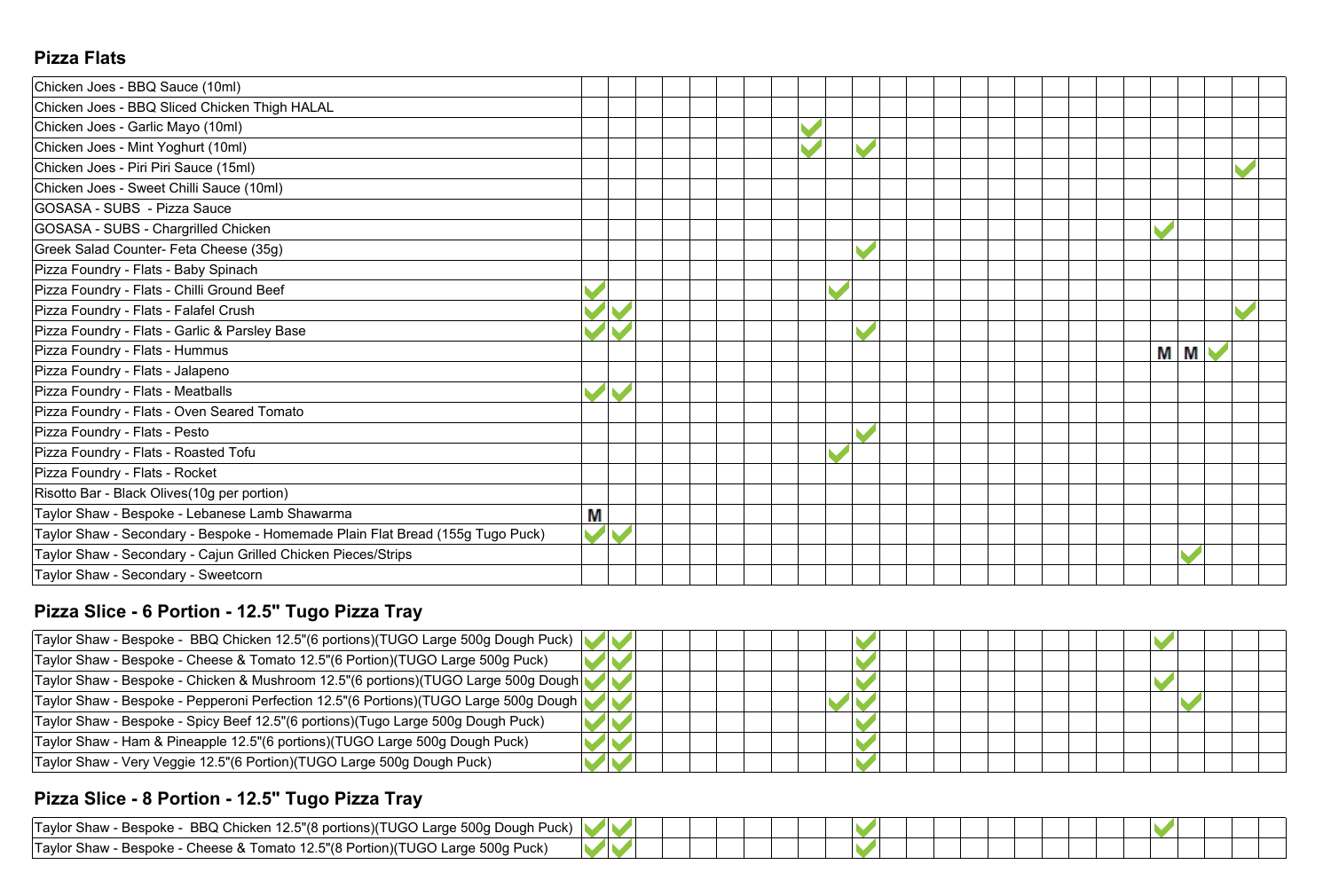## Pizza Flats

| | | | | | | | | | | | | | | | | | | | | | | | | | | |
|---|---|---|---|---|---|---|---|---|---|---|---|---|---|---|---|---|---|---|---|---|---|---|---|---|---|---|
| Chicken Joes - BBQ Sauce (10ml) | | | | | | | | | | | | | | | | | | | | | | | | | | |
| Chicken Joes - BBQ Sliced Chicken Thigh HALAL | | | | | | | | | | | | | | | | | | | | | | | | | | |
| Chicken Joes - Garlic Mayo (10ml) | | | | | | | | | ✓ | | | | | | | | | | | | | | | | | |
| Chicken Joes - Mint Yoghurt (10ml) | | | | | | | | | ✓ | | ✓ | | | | | | | | | | | | | | | |
| Chicken Joes - Piri Piri Sauce (15ml) | | | | | | | | | | | | | | | | | | | | | | | | | ✓ | |
| Chicken Joes - Sweet Chilli Sauce (10ml) | | | | | | | | | | | | | | | | | | | | | | | | | | |
| GOSASA - SUBS - Pizza Sauce | | | | | | | | | | | | | | | | | | | | | | | | | | |
| GOSASA - SUBS - Chargrilled Chicken | | | | | | | | | | | | | | | | | | | | | | ✓ | | | | |
| Greek Salad Counter- Feta Cheese (35g) | | | | | | | | | | | ✓ | | | | | | | | | | | | | | | |
| Pizza Foundry - Flats - Baby Spinach | | | | | | | | | | | | | | | | | | | | | | | | | | |
| Pizza Foundry - Flats - Chilli Ground Beef | ✓ | | | | | | | | | ✓ | | | | | | | | | | | | | | | | |
| Pizza Foundry - Flats - Falafel Crush | ✓ | ✓ | | | | | | | | | | | | | | | | | | | | | | | ✓ | |
| Pizza Foundry - Flats - Garlic & Parsley Base | ✓ | ✓ | | | | | | | | | ✓ | | | | | | | | | | | | | | | |
| Pizza Foundry - Flats - Hummus | | | | | | | | | | | | | | | | | | | | | | M | M | ✓ | | |
| Pizza Foundry - Flats - Jalapeno | | | | | | | | | | | | | | | | | | | | | | | | | | |
| Pizza Foundry - Flats - Meatballs | ✓ | ✓ | | | | | | | | | | | | | | | | | | | | | | | | |
| Pizza Foundry - Flats - Oven Seared Tomato | | | | | | | | | | | | | | | | | | | | | | | | | | |
| Pizza Foundry - Flats - Pesto | | | | | | | | | | | ✓ | | | | | | | | | | | | | | | |
| Pizza Foundry - Flats - Roasted Tofu | | | | | | | | | | ✓ | | | | | | | | | | | | | | | | |
| Pizza Foundry - Flats - Rocket | | | | | | | | | | | | | | | | | | | | | | | | | | |
| Risotto Bar - Black Olives(10g per portion) | | | | | | | | | | | | | | | | | | | | | | | | | | |
| Taylor Shaw - Bespoke - Lebanese Lamb Shawarma | M | | | | | | | | | | | | | | | | | | | | | | | | | |
| Taylor Shaw - Secondary - Bespoke - Homemade Plain Flat Bread (155g Tugo Puck) | ✓ | ✓ | | | | | | | | | | | | | | | | | | | | | | | | |
| Taylor Shaw - Secondary - Cajun Grilled Chicken Pieces/Strips | | | | | | | | | | | | | | | | | | | | | | | ✓ | | | |
| Taylor Shaw - Secondary - Sweetcorn | | | | | | | | | | | | | | | | | | | | | | | | | | |

## Pizza Slice - 6 Portion - 12.5" Tugo Pizza Tray

| | | | | | | | | | | | | | | | | | | | | | | | | | | |
|---|---|---|---|---|---|---|---|---|---|---|---|---|---|---|---|---|---|---|---|---|---|---|---|---|---|---|
| Taylor Shaw - Bespoke - BBQ Chicken 12.5"(6 portions)(TUGO Large 500g Dough Puck) | ✓ | ✓ | | | | | | | | | ✓ | | | | | | | | | | | ✓ | | | | |
| Taylor Shaw - Bespoke - Cheese & Tomato 12.5"(6 Portion)(TUGO Large 500g Puck) | ✓ | ✓ | | | | | | | | | ✓ | | | | | | | | | | | | | | | |
| Taylor Shaw - Bespoke - Chicken & Mushroom 12.5"(6 portions)(TUGO Large 500g Dough | ✓ | ✓ | | | | | | | | | ✓ | | | | | | | | | | | ✓ | | | | |
| Taylor Shaw - Bespoke - Pepperoni Perfection 12.5"(6 Portions)(TUGO Large 500g Dough | ✓ | ✓ | | | | | | | | ✓ | ✓ | | | | | | | | | | | | ✓ | | | |
| Taylor Shaw - Bespoke - Spicy Beef 12.5"(6 portions)(Tugo Large 500g Dough Puck) | ✓ | ✓ | | | | | | | | | ✓ | | | | | | | | | | | | | | | |
| Taylor Shaw - Ham & Pineapple 12.5"(6 portions)(TUGO Large 500g Dough Puck) | ✓ | ✓ | | | | | | | | | ✓ | | | | | | | | | | | | | | | |
| Taylor Shaw - Very Veggie 12.5"(6 Portion)(TUGO Large 500g Dough Puck) | ✓ | ✓ | | | | | | | | | ✓ | | | | | | | | | | | | | | | |

## Pizza Slice - 8 Portion - 12.5" Tugo Pizza Tray

| | | | | | | | | | | | | | | | | | | | | | | | | | | |
|---|---|---|---|---|---|---|---|---|---|---|---|---|---|---|---|---|---|---|---|---|---|---|---|---|---|---|
| Taylor Shaw - Bespoke - BBQ Chicken 12.5"(8 portions)(TUGO Large 500g Dough Puck) | ✓ | ✓ | | | | | | | | | ✓ | | | | | | | | | | | ✓ | | | | |
| Taylor Shaw - Bespoke - Cheese & Tomato 12.5"(8 Portion)(TUGO Large 500g Puck) | ✓ | ✓ | | | | | | | | | ✓ | | | | | | | | | | | | | | | |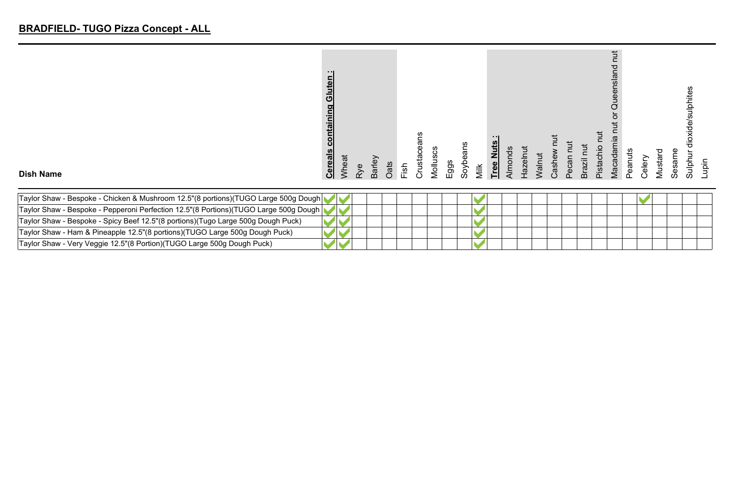## BRADFIELD- TUGO Pizza Concept - ALL

| Dish Name | Cereals containing Gluten : | Wheat | Rye | Barley | Oats | Fish | Crustaceans | Molluscs | Eggs | Soybeans | Milk | Tree Nuts : | Almonds | Hazelnut | Walnut | Cashew nut | Pecan nut | Brazil nut | Pistachio nut | Macadamia nut or Queensland nut | Peanuts | Celery | Mustard | Sesame | Sulphur dioxide/sulphites | Lupin |
|---|---|---|---|---|---|---|---|---|---|---|---|---|---|---|---|---|---|---|---|---|---|---|---|---|---|---|
| Taylor Shaw - Bespoke - Chicken & Mushroom 12.5"(8 portions)(TUGO Large 500g Dough | ✓ | ✓ | | | | | | | | | ✓ | | | | | | | | | | | ✓ | | | | |
| Taylor Shaw - Bespoke - Pepperoni Perfection 12.5"(8 Portions)(TUGO Large 500g Dough | ✓ | ✓ | | | | | | | | | ✓ | | | | | | | | | | | | | | | |
| Taylor Shaw - Bespoke - Spicy Beef 12.5"(8 portions)(Tugo Large 500g Dough Puck) | ✓ | ✓ | | | | | | | | | ✓ | | | | | | | | | | | | | | | |
| Taylor Shaw - Ham & Pineapple 12.5"(8 portions)(TUGO Large 500g Dough Puck) | ✓ | ✓ | | | | | | | | | ✓ | | | | | | | | | | | | | | | |
| Taylor Shaw - Very Veggie 12.5"(8 Portion)(TUGO Large 500g Dough Puck) | ✓ | ✓ | | | | | | | | | ✓ | | | | | | | | | | | | | | | |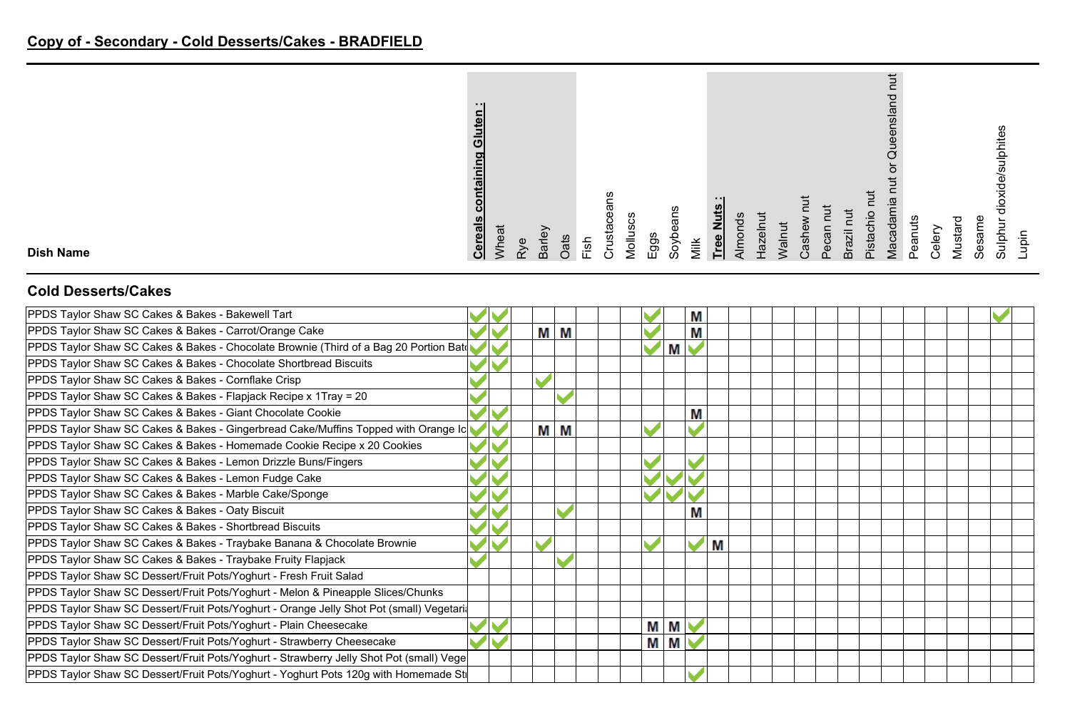## Copy of - Secondary - Cold Desserts/Cakes - BRADFIELD

### Cold Desserts/Cakes

| Dish Name | **Cereals containing Gluten :** | Wheat | Rye | Barley | Oats | Fish | Crustaceans | Molluscs | Eggs | Soybeans | Milk | **Tree Nuts :** | Almonds | Hazelnut | Walnut | Cashew nut | Pecan nut | Brazil nut | Pistachio nut | Macadamia nut or Queensland nut | Peanuts | Celery | Mustard | Sesame | Sulphur dioxide/sulphites | Lupin |
|---|---|---|---|---|---|---|---|---|---|---|---|---|---|---|---|---|---|---|---|---|---|---|---|---|---|---|
| PPDS Taylor Shaw SC Cakes & Bakes - Bakewell Tart | ✓ | ✓ | | | | | | | ✓ | | M | | | | | | | | | | | | | | ✓ | |
| PPDS Taylor Shaw SC Cakes & Bakes - Carrot/Orange Cake | ✓ | ✓ | | M | M | | | | ✓ | | M | | | | | | | | | | | | | | | |
| PPDS Taylor Shaw SC Cakes & Bakes - Chocolate Brownie (Third of a Bag 20 Portion Bat | ✓ | ✓ | | | | | | | ✓ | M | ✓ | | | | | | | | | | | | | | | |
| PPDS Taylor Shaw SC Cakes & Bakes - Chocolate Shortbread Biscuits | ✓ | ✓ | | | | | | | | | | | | | | | | | | | | | | | | |
| PPDS Taylor Shaw SC Cakes & Bakes - Cornflake Crisp | ✓ | | | ✓ | | | | | | | | | | | | | | | | | | | | | | |
| PPDS Taylor Shaw SC Cakes & Bakes - Flapjack Recipe x 1Tray = 20 | ✓ | | | | ✓ | | | | | | | | | | | | | | | | | | | | | |
| PPDS Taylor Shaw SC Cakes & Bakes - Giant Chocolate Cookie | ✓ | ✓ | | | | | | | | | M | | | | | | | | | | | | | | | |
| PPDS Taylor Shaw SC Cakes & Bakes - Gingerbread Cake/Muffins Topped with Orange Ic | ✓ | ✓ | | M | M | | | | ✓ | | ✓ | | | | | | | | | | | | | | | |
| PPDS Taylor Shaw SC Cakes & Bakes - Homemade Cookie Recipe x 20 Cookies | ✓ | ✓ | | | | | | | | | | | | | | | | | | | | | | | | |
| PPDS Taylor Shaw SC Cakes & Bakes - Lemon Drizzle Buns/Fingers | ✓ | ✓ | | | | | | | ✓ | | ✓ | | | | | | | | | | | | | | | |
| PPDS Taylor Shaw SC Cakes & Bakes - Lemon Fudge Cake | ✓ | ✓ | | | | | | | ✓ | ✓ | ✓ | | | | | | | | | | | | | | | |
| PPDS Taylor Shaw SC Cakes & Bakes - Marble Cake/Sponge | ✓ | ✓ | | | | | | | ✓ | ✓ | ✓ | | | | | | | | | | | | | | | |
| PPDS Taylor Shaw SC Cakes & Bakes - Oaty Biscuit | ✓ | ✓ | | | ✓ | | | | | | M | | | | | | | | | | | | | | | |
| PPDS Taylor Shaw SC Cakes & Bakes - Shortbread Biscuits | ✓ | ✓ | | | | | | | | | | | | | | | | | | | | | | | | |
| PPDS Taylor Shaw SC Cakes & Bakes - Traybake Banana & Chocolate Brownie | ✓ | ✓ | | ✓ | | | | | ✓ | | ✓ | M | | | | | | | | | | | | | | |
| PPDS Taylor Shaw SC Cakes & Bakes - Traybake Fruity Flapjack | ✓ | | | | ✓ | | | | | | | | | | | | | | | | | | | | | |
| PPDS Taylor Shaw SC Dessert/Fruit Pots/Yoghurt - Fresh Fruit Salad | | | | | | | | | | | | | | | | | | | | | | | | | | |
| PPDS Taylor Shaw SC Dessert/Fruit Pots/Yoghurt - Melon & Pineapple Slices/Chunks | | | | | | | | | | | | | | | | | | | | | | | | | | |
| PPDS Taylor Shaw SC Dessert/Fruit Pots/Yoghurt - Orange Jelly Shot Pot (small) Vegetari | | | | | | | | | | | | | | | | | | | | | | | | | | |
| PPDS Taylor Shaw SC Dessert/Fruit Pots/Yoghurt - Plain Cheesecake | ✓ | ✓ | | | | | | | M | M | ✓ | | | | | | | | | | | | | | | |
| PPDS Taylor Shaw SC Dessert/Fruit Pots/Yoghurt - Strawberry Cheesecake | ✓ | ✓ | | | | | | | M | M | ✓ | | | | | | | | | | | | | | | |
| PPDS Taylor Shaw SC Dessert/Fruit Pots/Yoghurt - Strawberry Jelly Shot Pot (small) Vege | | | | | | | | | | | | | | | | | | | | | | | | | | |
| PPDS Taylor Shaw SC Dessert/Fruit Pots/Yoghurt - Yoghurt Pots 120g with Homemade Str | | | | | | | | | | | ✓ | | | | | | | | | | | | | | | |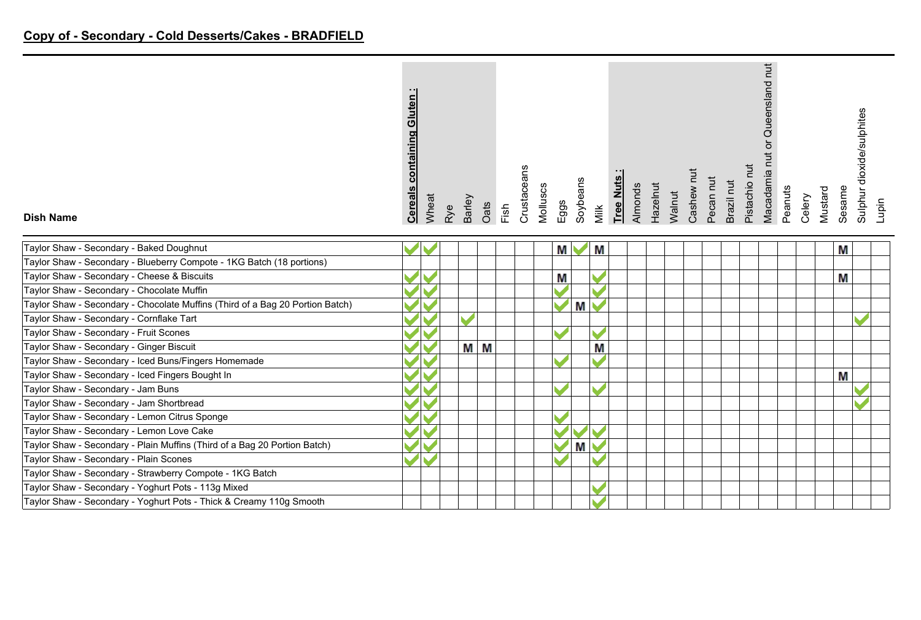## Copy of - Secondary - Cold Desserts/Cakes - BRADFIELD

| Dish Name | Cereals containing Gluten : | Wheat | Rye | Barley | Oats | Fish | Crustaceans | Molluscs | Eggs | Soybeans | Milk | Tree Nuts : | Almonds | Hazelnut | Walnut | Cashew nut | Pecan nut | Brazil nut | Pistachio nut | Macadamia nut or Queensland nut | Peanuts | Celery | Mustard | Sesame | Sulphur dioxide/sulphites | Lupin |
|---|---|---|---|---|---|---|---|---|---|---|---|---|---|---|---|---|---|---|---|---|---|---|---|---|---|---|
| Taylor Shaw - Secondary - Baked Doughnut | ✓ | ✓ | | | | | | | M | ✓ | M | | | | | | | | | | | | | M | | |
| Taylor Shaw - Secondary - Blueberry Compote - 1KG Batch (18 portions) | | | | | | | | | | | | | | | | | | | | | | | | | | |
| Taylor Shaw - Secondary - Cheese & Biscuits | ✓ | ✓ | | | | | | | M | | ✓ | | | | | | | | | | | | | M | | |
| Taylor Shaw - Secondary - Chocolate Muffin | ✓ | ✓ | | | | | | | ✓ | | ✓ | | | | | | | | | | | | | | | |
| Taylor Shaw - Secondary - Chocolate Muffins (Third of a Bag 20 Portion Batch) | ✓ | ✓ | | | | | | | ✓ | M | ✓ | | | | | | | | | | | | | | | |
| Taylor Shaw - Secondary - Cornflake Tart | ✓ | ✓ | | ✓ | | | | | | | | | | | | | | | | | | | | | ✓ | |
| Taylor Shaw - Secondary - Fruit Scones | ✓ | ✓ | | | | | | | ✓ | | ✓ | | | | | | | | | | | | | | | |
| Taylor Shaw - Secondary - Ginger Biscuit | ✓ | ✓ | | M | M | | | | | | M | | | | | | | | | | | | | | | |
| Taylor Shaw - Secondary - Iced Buns/Fingers Homemade | ✓ | ✓ | | | | | | | ✓ | | ✓ | | | | | | | | | | | | | | | |
| Taylor Shaw - Secondary - Iced Fingers Bought In | ✓ | ✓ | | | | | | | | | | | | | | | | | | | | | | M | | |
| Taylor Shaw - Secondary - Jam Buns | ✓ | ✓ | | | | | | | ✓ | | ✓ | | | | | | | | | | | | | | ✓ | |
| Taylor Shaw - Secondary - Jam Shortbread | ✓ | ✓ | | | | | | | | | | | | | | | | | | | | | | | ✓ | |
| Taylor Shaw - Secondary - Lemon Citrus Sponge | ✓ | ✓ | | | | | | | ✓ | | | | | | | | | | | | | | | | | |
| Taylor Shaw - Secondary - Lemon Love Cake | ✓ | ✓ | | | | | | | ✓ | ✓ | ✓ | | | | | | | | | | | | | | | |
| Taylor Shaw - Secondary - Plain Muffins (Third of a Bag 20 Portion Batch) | ✓ | ✓ | | | | | | | ✓ | M | ✓ | | | | | | | | | | | | | | | |
| Taylor Shaw - Secondary - Plain Scones | ✓ | ✓ | | | | | | | ✓ | | ✓ | | | | | | | | | | | | | | | |
| Taylor Shaw - Secondary - Strawberry Compote - 1KG Batch | | | | | | | | | | | | | | | | | | | | | | | | | | |
| Taylor Shaw - Secondary - Yoghurt Pots - 113g Mixed | | | | | | | | | | | ✓ | | | | | | | | | | | | | | | |
| Taylor Shaw - Secondary - Yoghurt Pots - Thick & Creamy 110g Smooth | | | | | | | | | | | ✓ | | | | | | | | | | | | | | | |